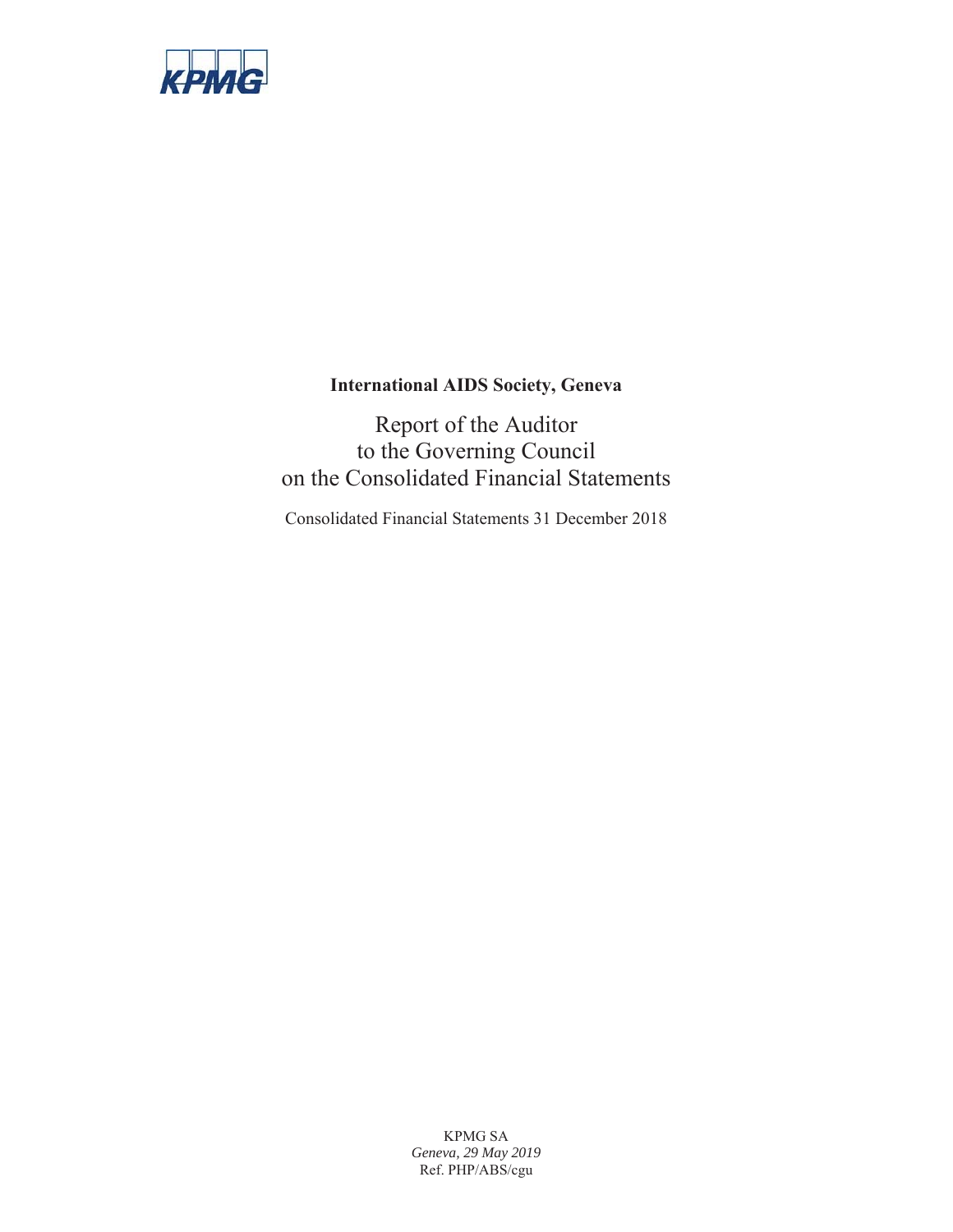KPMG

**International AIDS Society, Geneva**

# Report of the Auditor to the Governing Council on the Consolidated Financial Statements

Consolidated Financial Statements 31 December 2018

KPMG SA
*Geneva, 29 May 2019*
Ref. PHP/ABS/cgu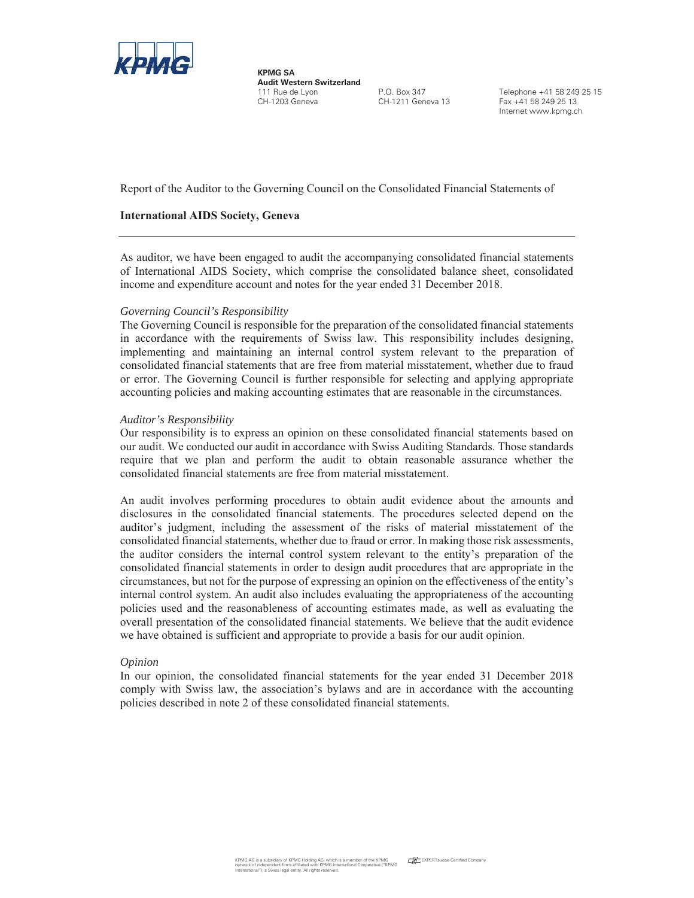**KPMG SA**
**Audit Western Switzerland**
111 Rue de Lyon
CH-1203 Geneva

P.O. Box 347
CH-1211 Geneva 13

Telephone +41 58 249 25 15
Fax +41 58 249 25 13
Internet www.kpmg.ch

Report of the Auditor to the Governing Council on the Consolidated Financial Statements of

**International AIDS Society, Geneva**

---

As auditor, we have been engaged to audit the accompanying consolidated financial statements of International AIDS Society, which comprise the consolidated balance sheet, consolidated income and expenditure account and notes for the year ended 31 December 2018.

*Governing Council's Responsibility*

The Governing Council is responsible for the preparation of the consolidated financial statements in accordance with the requirements of Swiss law. This responsibility includes designing, implementing and maintaining an internal control system relevant to the preparation of consolidated financial statements that are free from material misstatement, whether due to fraud or error. The Governing Council is further responsible for selecting and applying appropriate accounting policies and making accounting estimates that are reasonable in the circumstances.

*Auditor's Responsibility*

Our responsibility is to express an opinion on these consolidated financial statements based on our audit. We conducted our audit in accordance with Swiss Auditing Standards. Those standards require that we plan and perform the audit to obtain reasonable assurance whether the consolidated financial statements are free from material misstatement.

An audit involves performing procedures to obtain audit evidence about the amounts and disclosures in the consolidated financial statements. The procedures selected depend on the auditor's judgment, including the assessment of the risks of material misstatement of the consolidated financial statements, whether due to fraud or error. In making those risk assessments, the auditor considers the internal control system relevant to the entity's preparation of the consolidated financial statements in order to design audit procedures that are appropriate in the circumstances, but not for the purpose of expressing an opinion on the effectiveness of the entity's internal control system. An audit also includes evaluating the appropriateness of the accounting policies used and the reasonableness of accounting estimates made, as well as evaluating the overall presentation of the consolidated financial statements. We believe that the audit evidence we have obtained is sufficient and appropriate to provide a basis for our audit opinion.

*Opinion*

In our opinion, the consolidated financial statements for the year ended 31 December 2018 comply with Swiss law, the association's bylaws and are in accordance with the accounting policies described in note 2 of these consolidated financial statements.

KPMG AG is a subsidiary of KPMG Holding AG, which is a member of the KPMG network of independent firms affiliated with KPMG International Cooperative ("KPMG International"), a Swiss legal entity. All rights reserved.

EXPERTsuisse Certified Company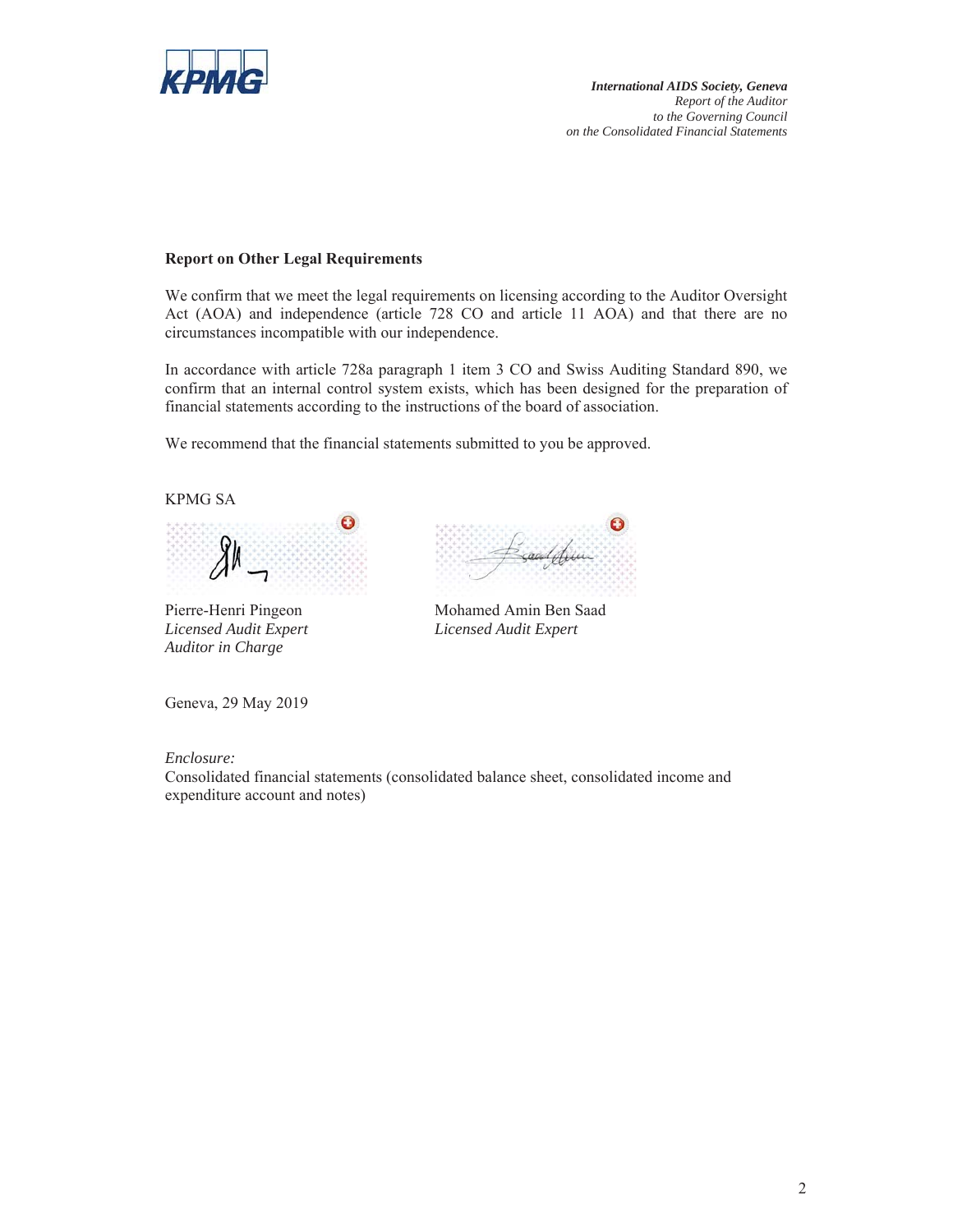## Report on Other Legal Requirements

We confirm that we meet the legal requirements on licensing according to the Auditor Oversight Act (AOA) and independence (article 728 CO and article 11 AOA) and that there are no circumstances incompatible with our independence.

In accordance with article 728a paragraph 1 item 3 CO and Swiss Auditing Standard 890, we confirm that an internal control system exists, which has been designed for the preparation of financial statements according to the instructions of the board of association.

We recommend that the financial statements submitted to you be approved.

KPMG SA

Pierre-Henri Pingeon
*Licensed Audit Expert*
*Auditor in Charge*

Mohamed Amin Ben Saad
*Licensed Audit Expert*

Geneva, 29 May 2019

*Enclosure:*
Consolidated financial statements (consolidated balance sheet, consolidated income and expenditure account and notes)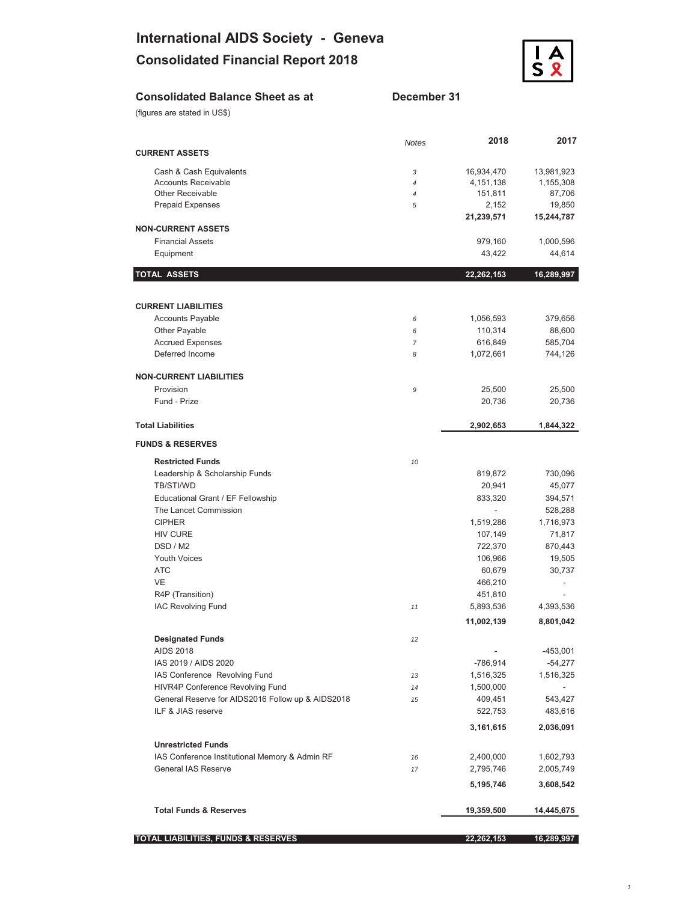# International AIDS Society - Geneva

## Consolidated Financial Report 2018

### Consolidated Balance Sheet as at December 31

(figures are stated in US$)

| | Notes | 2018 | 2017 |
|---|---|---|---|
| **CURRENT ASSETS** | | | |
| Cash & Cash Equivalents | 3 | 16,934,470 | 13,981,923 |
| Accounts Receivable | 4 | 4,151,138 | 1,155,308 |
| Other Receivable | 4 | 151,811 | 87,706 |
| Prepaid Expenses | 5 | 2,152 | 19,850 |
| | | **21,239,571** | **15,244,787** |
| **NON-CURRENT ASSETS** | | | |
| Financial Assets | | 979,160 | 1,000,596 |
| Equipment | | 43,422 | 44,614 |
| **TOTAL ASSETS** | | **22,262,153** | **16,289,997** |
| **CURRENT LIABILITIES** | | | |
| Accounts Payable | 6 | 1,056,593 | 379,656 |
| Other Payable | 6 | 110,314 | 88,600 |
| Accrued Expenses | 7 | 616,849 | 585,704 |
| Deferred Income | 8 | 1,072,661 | 744,126 |
| **NON-CURRENT LIABILITIES** | | | |
| Provision | 9 | 25,500 | 25,500 |
| Fund - Prize | | 20,736 | 20,736 |
| **Total Liabilities** | | **2,902,653** | **1,844,322** |
| **FUNDS & RESERVES** | | | |
| **Restricted Funds** | 10 | | |
| Leadership & Scholarship Funds | | 819,872 | 730,096 |
| TB/STI/WD | | 20,941 | 45,077 |
| Educational Grant / EF Fellowship | | 833,320 | 394,571 |
| The Lancet Commission | | - | 528,288 |
| CIPHER | | 1,519,286 | 1,716,973 |
| HIV CURE | | 107,149 | 71,817 |
| DSD / M2 | | 722,370 | 870,443 |
| Youth Voices | | 106,966 | 19,505 |
| ATC | | 60,679 | 30,737 |
| VE | | 466,210 | - |
| R4P (Transition) | | 451,810 | - |
| IAC Revolving Fund | 11 | 5,893,536 | 4,393,536 |
| | | **11,002,139** | **8,801,042** |
| **Designated Funds** | 12 | | |
| AIDS 2018 | | - | -453,001 |
| IAS 2019 / AIDS 2020 | | -786,914 | -54,277 |
| IAS Conference Revolving Fund | 13 | 1,516,325 | 1,516,325 |
| HIVR4P Conference Revolving Fund | 14 | 1,500,000 | - |
| General Reserve for AIDS2016 Follow up & AIDS2018 | 15 | 409,451 | 543,427 |
| ILF & JIAS reserve | | 522,753 | 483,616 |
| | | **3,161,615** | **2,036,091** |
| **Unrestricted Funds** | | | |
| IAS Conference Institutional Memory & Admin RF | 16 | 2,400,000 | 1,602,793 |
| General IAS Reserve | 17 | 2,795,746 | 2,005,749 |
| | | **5,195,746** | **3,608,542** |
| **Total Funds & Reserves** | | **19,359,500** | **14,445,675** |
| **TOTAL LIABILITIES, FUNDS & RESERVES** | | **22,262,153** | **16,289,997** |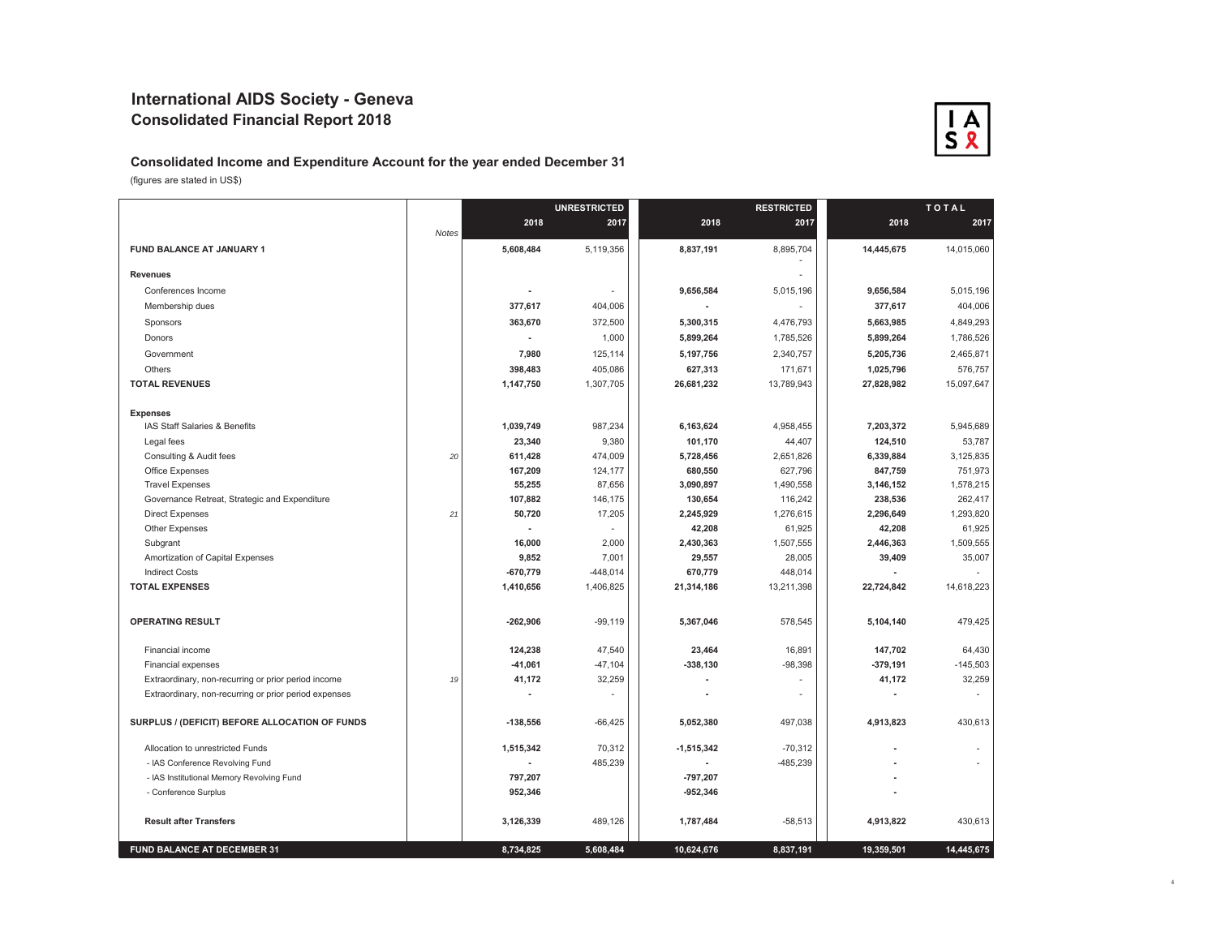# International AIDS Society - Geneva

## Consolidated Financial Report 2018

### Consolidated Income and Expenditure Account for the year ended December 31

(figures are stated in US$)

| | | UNRESTRICTED | | RESTRICTED | | TOTAL | |
|---|---|---|---|---|---|---|---|
| | Notes | 2018 | 2017 | 2018 | 2017 | 2018 | 2017 |
| **FUND BALANCE AT JANUARY 1** | | **5,608,484** | 5,119,356 | **8,837,191** | 8,895,704 | **14,445,675** | 14,015,060 |
| **Revenues** | | | | | - | | |
| Conferences Income | | **-** | - | **9,656,584** | 5,015,196 | **9,656,584** | 5,015,196 |
| Membership dues | | **377,617** | 404,006 | **-** | - | **377,617** | 404,006 |
| Sponsors | | **363,670** | 372,500 | **5,300,315** | 4,476,793 | **5,663,985** | 4,849,293 |
| Donors | | **-** | 1,000 | **5,899,264** | 1,785,526 | **5,899,264** | 1,786,526 |
| Government | | **7,980** | 125,114 | **5,197,756** | 2,340,757 | **5,205,736** | 2,465,871 |
| Others | | **398,483** | 405,086 | **627,313** | 171,671 | **1,025,796** | 576,757 |
| **TOTAL REVENUES** | | **1,147,750** | 1,307,705 | **26,681,232** | 13,789,943 | **27,828,982** | 15,097,647 |
| **Expenses** | | | | | | | |
| IAS Staff Salaries & Benefits | | **1,039,749** | 987,234 | **6,163,624** | 4,958,455 | **7,203,372** | 5,945,689 |
| Legal fees | | **23,340** | 9,380 | **101,170** | 44,407 | **124,510** | 53,787 |
| Consulting & Audit fees | *20* | **611,428** | 474,009 | **5,728,456** | 2,651,826 | **6,339,884** | 3,125,835 |
| Office Expenses | | **167,209** | 124,177 | **680,550** | 627,796 | **847,759** | 751,973 |
| Travel Expenses | | **55,255** | 87,656 | **3,090,897** | 1,490,558 | **3,146,152** | 1,578,215 |
| Governance Retreat, Strategic and Expenditure | | **107,882** | 146,175 | **130,654** | 116,242 | **238,536** | 262,417 |
| Direct Expenses | *21* | **50,720** | 17,205 | **2,245,929** | 1,276,615 | **2,296,649** | 1,293,820 |
| Other Expenses | | **-** | - | **42,208** | 61,925 | **42,208** | 61,925 |
| Subgrant | | **16,000** | 2,000 | **2,430,363** | 1,507,555 | **2,446,363** | 1,509,555 |
| Amortization of Capital Expenses | | **9,852** | 7,001 | **29,557** | 28,005 | **39,409** | 35,007 |
| Indirect Costs | | **-670,779** | -448,014 | **670,779** | 448,014 | **-** | - |
| **TOTAL EXPENSES** | | **1,410,656** | 1,406,825 | **21,314,186** | 13,211,398 | **22,724,842** | 14,618,223 |
| **OPERATING RESULT** | | **-262,906** | -99,119 | **5,367,046** | 578,545 | **5,104,140** | 479,425 |
| Financial income | | **124,238** | 47,540 | **23,464** | 16,891 | **147,702** | 64,430 |
| Financial expenses | | **-41,061** | -47,104 | **-338,130** | -98,398 | **-379,191** | -145,503 |
| Extraordinary, non-recurring or prior period income | *19* | **41,172** | 32,259 | **-** | - | **41,172** | 32,259 |
| Extraordinary, non-recurring or prior period expenses | | **-** | - | **-** | - | **-** | - |
| **SURPLUS / (DEFICIT) BEFORE ALLOCATION OF FUNDS** | | **-138,556** | -66,425 | **5,052,380** | 497,038 | **4,913,823** | 430,613 |
| Allocation to unrestricted Funds | | **1,515,342** | 70,312 | **-1,515,342** | -70,312 | **-** | - |
| - IAS Conference Revolving Fund | | **-** | 485,239 | **-** | -485,239 | **-** | - |
| - IAS Institutional Memory Revolving Fund | | **797,207** | | **-797,207** | | **-** | |
| - Conference Surplus | | **952,346** | | **-952,346** | | **-** | |
| **Result after Transfers** | | **3,126,339** | 489,126 | **1,787,484** | -58,513 | **4,913,822** | 430,613 |
| **FUND BALANCE AT DECEMBER 31** | | **8,734,825** | **5,608,484** | **10,624,676** | **8,837,191** | **19,359,501** | **14,445,675** |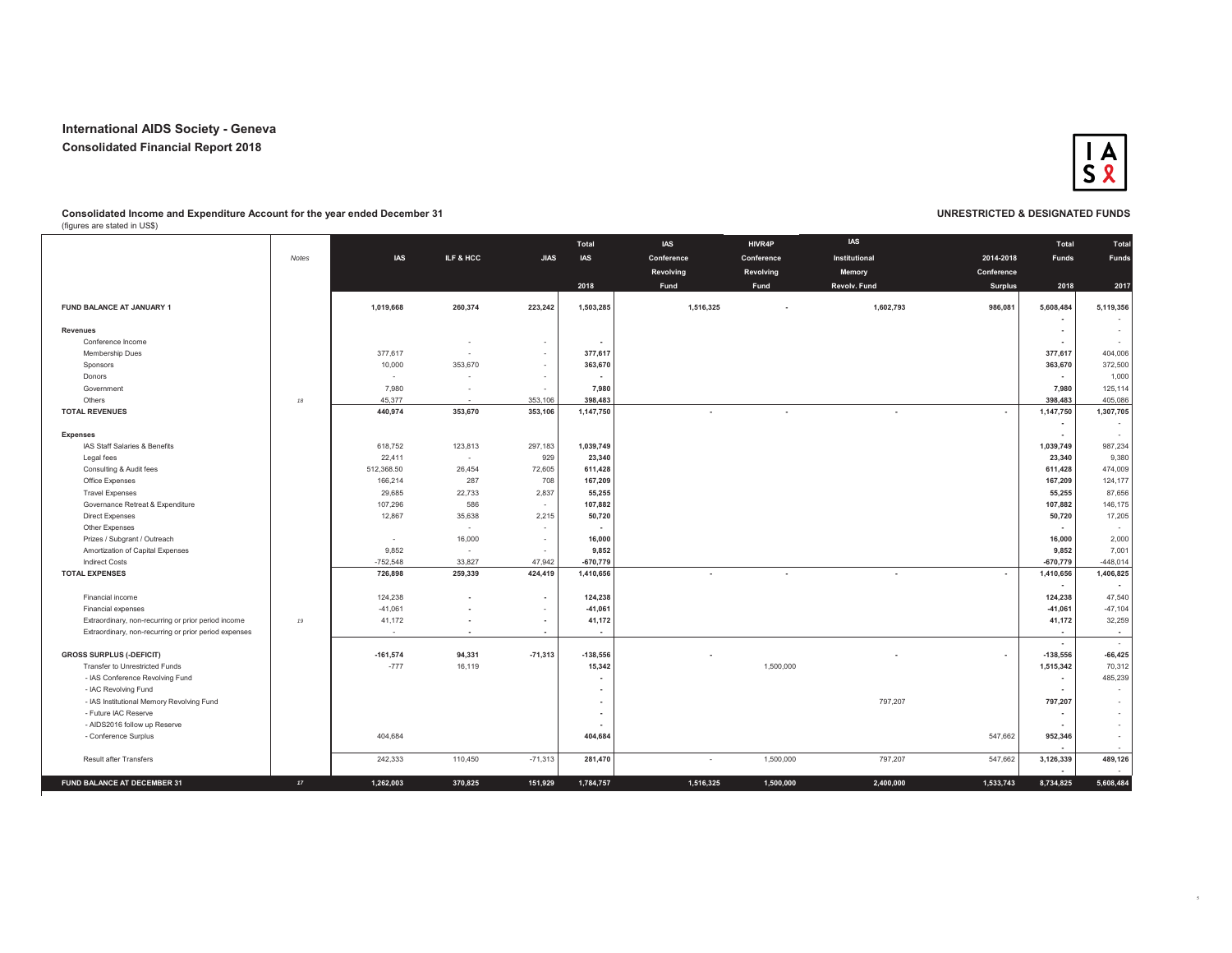## International AIDS Society - Geneva
### Consolidated Financial Report 2018

**Consolidated Income and Expenditure Account for the year ended December 31**
(figures are stated in US$)

**UNRESTRICTED & DESIGNATED FUNDS**

| | Notes | IAS | ILF & HCC | JIAS | Total IAS 2018 | IAS Conference Revolving Fund | HIVR4P Conference Revolving Fund | IAS Institutional Memory Revolv. Fund | 2014-2018 Conference Surplus | Total Funds 2018 | Total Funds 2017 |
|---|---|---|---|---|---|---|---|---|---|---|---|
| **FUND BALANCE AT JANUARY 1** | | 1,019,668 | 260,374 | 223,242 | 1,503,285 | 1,516,325 | - | 1,602,793 | 986,081 | 5,608,484 | 5,119,356 |
| **Revenues** | | | | | | | | | | - | - |
| Conference Income | | | - | - | - | | | | | - | - |
| Membership Dues | | 377,617 | - | - | 377,617 | | | | | 377,617 | 404,006 |
| Sponsors | | 10,000 | 353,670 | - | 363,670 | | | | | 363,670 | 372,500 |
| Donors | | - | - | - | - | | | | | - | 1,000 |
| Government | | 7,980 | - | - | 7,980 | | | | | 7,980 | 125,114 |
| Others | *18* | 45,377 | - | 353,106 | 398,483 | | | | | 398,483 | 405,086 |
| **TOTAL REVENUES** | | 440,974 | 353,670 | 353,106 | 1,147,750 | - | - | - | - | 1,147,750 | 1,307,705 |
| | | | | | | | | | | - | - |
| **Expenses** | | | | | | | | | | - | - |
| IAS Staff Salaries & Benefits | | 618,752 | 123,813 | 297,183 | 1,039,749 | | | | | 1,039,749 | 987,234 |
| Legal fees | | 22,411 | - | 929 | 23,340 | | | | | 23,340 | 9,380 |
| Consulting & Audit fees | | 512,368.50 | 26,454 | 72,605 | 611,428 | | | | | 611,428 | 474,009 |
| Office Expenses | | 166,214 | 287 | 708 | 167,209 | | | | | 167,209 | 124,177 |
| Travel Expenses | | 29,685 | 22,733 | 2,837 | 55,255 | | | | | 55,255 | 87,656 |
| Governance Retreat & Expenditure | | 107,296 | 586 | - | 107,882 | | | | | 107,882 | 146,175 |
| Direct Expenses | | 12,867 | 35,638 | 2,215 | 50,720 | | | | | 50,720 | 17,205 |
| Other Expenses | | | - | - | - | | | | | - | - |
| Prizes / Subgrant / Outreach | | - | 16,000 | - | 16,000 | | | | | 16,000 | 2,000 |
| Amortization of Capital Expenses | | 9,852 | - | - | 9,852 | | | | | 9,852 | 7,001 |
| Indirect Costs | | -752,548 | 33,827 | 47,942 | -670,779 | | | | | -670,779 | -448,014 |
| **TOTAL EXPENSES** | | 726,898 | 259,339 | 424,419 | 1,410,656 | - | - | - | - | 1,410,656 | 1,406,825 |
| | | | | | | | | | | - | - |
| Financial income | | 124,238 | - | - | 124,238 | | | | | 124,238 | 47,540 |
| Financial expenses | | -41,061 | - | - | -41,061 | | | | | -41,061 | -47,104 |
| Extraordinary, non-recurring or prior period income | *19* | 41,172 | - | - | 41,172 | | | | | 41,172 | 32,259 |
| Extraordinary, non-recurring or prior period expenses | | - | - | - | - | | | | | - | - |
| | | | | | | | | | | - | - |
| **GROSS SURPLUS (-DEFICIT)** | | -161,574 | 94,331 | -71,313 | -138,556 | - | | - | - | -138,556 | -66,425 |
| Transfer to Unrestricted Funds | | -777 | 16,119 | | 15,342 | | 1,500,000 | | | 1,515,342 | 70,312 |
| - IAS Conference Revolving Fund | | | | | - | | | | | - | 485,239 |
| - IAC Revolving Fund | | | | | - | | | | | - | - |
| - IAS Institutional Memory Revolving Fund | | | | | - | | | 797,207 | | 797,207 | - |
| - Future IAC Reserve | | | | | - | | | | | - | - |
| - AIDS2016 follow up Reserve | | | | | - | | | | | - | - |
| - Conference Surplus | | 404,684 | | | 404,684 | | | | 547,662 | 952,346 | - |
| | | | | | | | | | | - | - |
| Result after Transfers | | 242,333 | 110,450 | -71,313 | 281,470 | - | 1,500,000 | 797,207 | 547,662 | 3,126,339 | 489,126 |
| | | | | | | | | | | - | - |
| **FUND BALANCE AT DECEMBER 31** | *17* | 1,262,003 | 370,825 | 151,929 | 1,784,757 | 1,516,325 | 1,500,000 | 2,400,000 | 1,533,743 | 8,734,825 | 5,608,484 |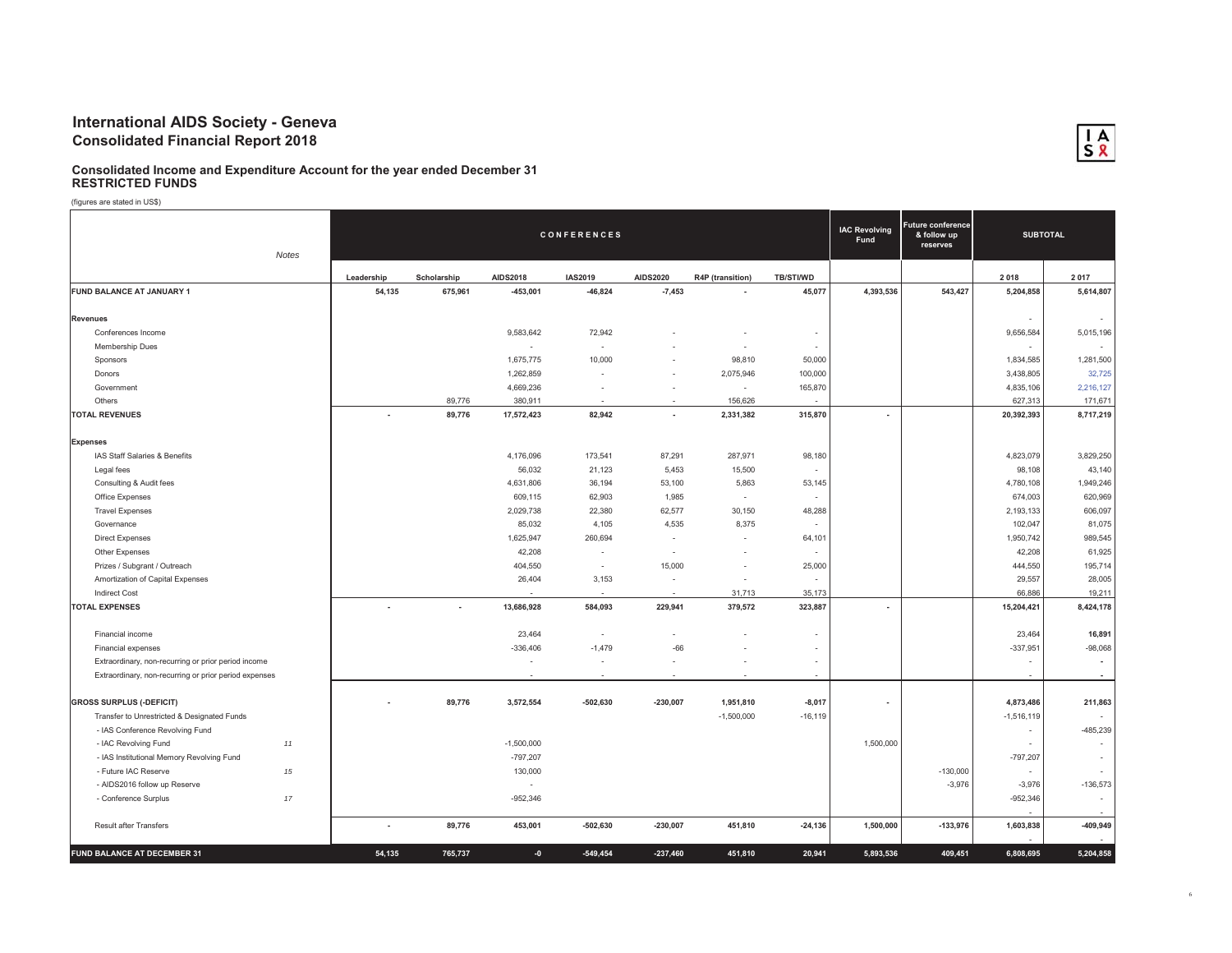# International AIDS Society - Geneva
## Consolidated Financial Report 2018

### Consolidated Income and Expenditure Account for the year ended December 31
### RESTRICTED FUNDS

(figures are stated in US$)

| | Notes | CONFERENCES | | | | | | | IAC Revolving Fund | Future conference & follow up reserves | SUBTOTAL | |
|---|---|---|---|---|---|---|---|---|---|---|---|---|
| | | Leadership | Scholarship | AIDS2018 | IAS2019 | AIDS2020 | R4P (transition) | TB/STI/WD | | | 2 018 | 2 017 |
| **FUND BALANCE AT JANUARY 1** | | 54,135 | 675,961 | -453,001 | -46,824 | -7,453 | - | 45,077 | 4,393,536 | 543,427 | 5,204,858 | 5,614,807 |
| **Revenues** | | | | | | | | | | | - | - |
| Conferences Income | | | | 9,583,642 | 72,942 | - | - | - | | | 9,656,584 | 5,015,196 |
| Membership Dues | | | | - | - | - | - | - | | | - | - |
| Sponsors | | | | 1,675,775 | 10,000 | - | 98,810 | 50,000 | | | 1,834,585 | 1,281,500 |
| Donors | | | | 1,262,859 | - | - | 2,075,946 | 100,000 | | | 3,438,805 | 32,725 |
| Government | | | | 4,669,236 | - | - | - | 165,870 | | | 4,835,106 | 2,216,127 |
| Others | | | 89,776 | 380,911 | - | - | 156,626 | - | | | 627,313 | 171,671 |
| **TOTAL REVENUES** | | - | 89,776 | 17,572,423 | 82,942 | - | 2,331,382 | 315,870 | - | | 20,392,393 | 8,717,219 |
| **Expenses** | | | | | | | | | | | | |
| IAS Staff Salaries & Benefits | | | | 4,176,096 | 173,541 | 87,291 | 287,971 | 98,180 | | | 4,823,079 | 3,829,250 |
| Legal fees | | | | 56,032 | 21,123 | 5,453 | 15,500 | - | | | 98,108 | 43,140 |
| Consulting & Audit fees | | | | 4,631,806 | 36,194 | 53,100 | 5,863 | 53,145 | | | 4,780,108 | 1,949,246 |
| Office Expenses | | | | 609,115 | 62,903 | 1,985 | - | - | | | 674,003 | 620,969 |
| Travel Expenses | | | | 2,029,738 | 22,380 | 62,577 | 30,150 | 48,288 | | | 2,193,133 | 606,097 |
| Governance | | | | 85,032 | 4,105 | 4,535 | 8,375 | - | | | 102,047 | 81,075 |
| Direct Expenses | | | | 1,625,947 | 260,694 | - | - | 64,101 | | | 1,950,742 | 989,545 |
| Other Expenses | | | | 42,208 | - | - | - | - | | | 42,208 | 61,925 |
| Prizes / Subgrant / Outreach | | | | 404,550 | - | 15,000 | - | 25,000 | | | 444,550 | 195,714 |
| Amortization of Capital Expenses | | | | 26,404 | 3,153 | - | - | - | | | 29,557 | 28,005 |
| Indirect Cost | | | | - | - | - | 31,713 | 35,173 | | | 66,886 | 19,211 |
| **TOTAL EXPENSES** | | - | - | 13,686,928 | 584,093 | 229,941 | 379,572 | 323,887 | - | | 15,204,421 | 8,424,178 |
| Financial income | | | | 23,464 | - | - | - | - | | | 23,464 | 16,891 |
| Financial expenses | | | | -336,406 | -1,479 | -66 | - | - | | | -337,951 | -98,068 |
| Extraordinary, non-recurring or prior period income | | | | - | - | - | - | - | | | - | - |
| Extraordinary, non-recurring or prior period expenses | | | | - | - | - | - | - | | | - | - |
| **GROSS SURPLUS (-DEFICIT)** | | - | 89,776 | 3,572,554 | -502,630 | -230,007 | 1,951,810 | -8,017 | - | | 4,873,486 | 211,863 |
| Transfer to Unrestricted & Designated Funds | | | | | | | -1,500,000 | -16,119 | | | -1,516,119 | - |
| - IAS Conference Revolving Fund | | | | | | | | | | | - | -485,239 |
| - IAC Revolving Fund | 11 | | | -1,500,000 | | | | | 1,500,000 | | - | - |
| - IAS Institutional Memory Revolving Fund | | | | -797,207 | | | | | | | -797,207 | - |
| - Future IAC Reserve | 15 | | | 130,000 | | | | | | -130,000 | - | - |
| - AIDS2016 follow up Reserve | | | | - | | | | | | -3,976 | -3,976 | -136,573 |
| - Conference Surplus | 17 | | | -952,346 | | | | | | | -952,346 | - |
| Result after Transfers | | - | 89,776 | 453,001 | -502,630 | -230,007 | 451,810 | -24,136 | 1,500,000 | -133,976 | 1,603,838 | -409,949 |
| **FUND BALANCE AT DECEMBER 31** | | 54,135 | 765,737 | -0 | -549,454 | -237,460 | 451,810 | 20,941 | 5,893,536 | 409,451 | 6,808,695 | 5,204,858 |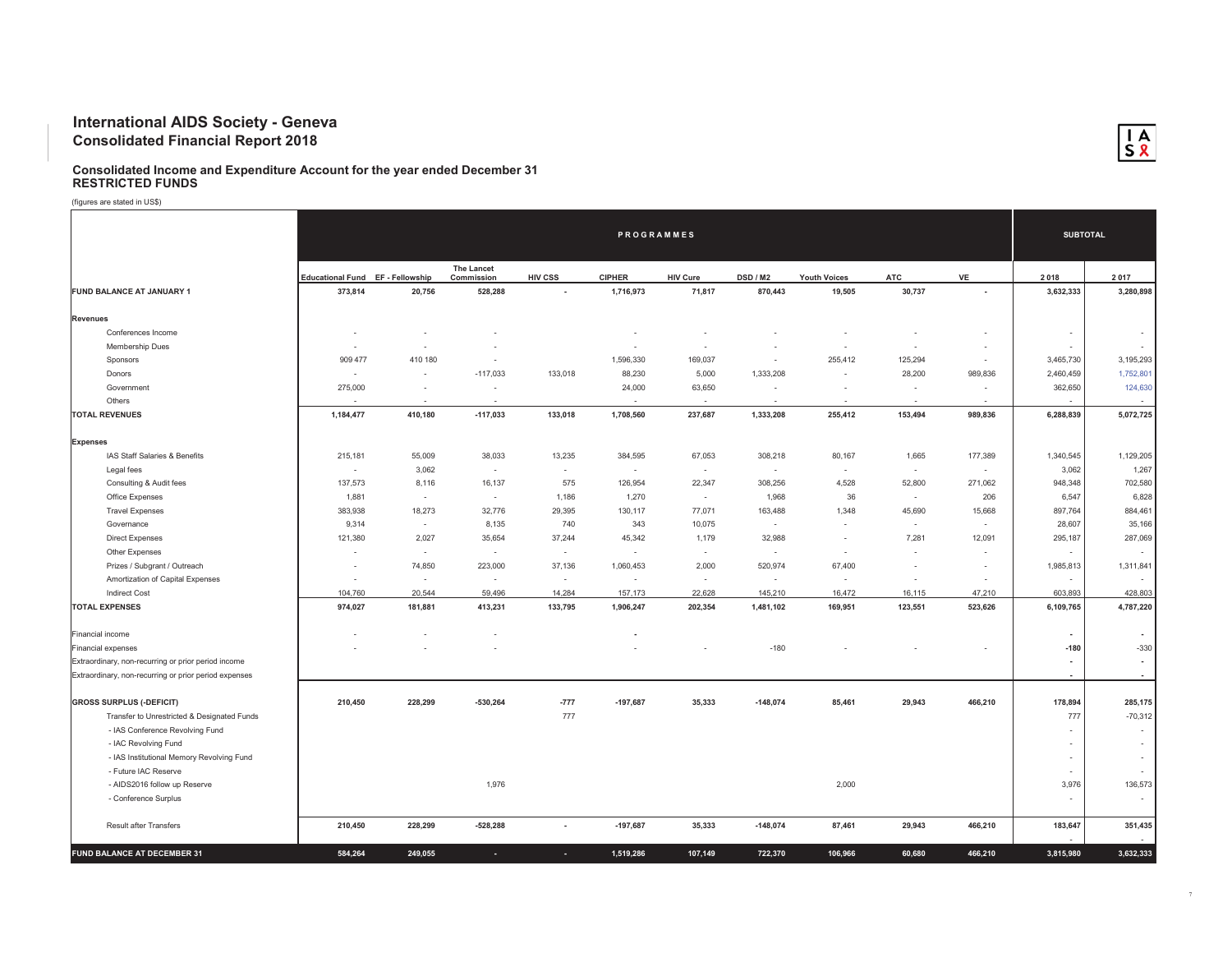# International AIDS Society - Geneva

## Consolidated Financial Report 2018

### Consolidated Income and Expenditure Account for the year ended December 31
### RESTRICTED FUNDS

(figures are stated in US$)

| | PROGRAMMES | | | | | | | | | | SUBTOTAL | |
|---|---|---|---|---|---|---|---|---|---|---|---|---|
| | Educational Fund | EF - Fellowship | The Lancet Commission | HIV CSS | CIPHER | HIV Cure | DSD / M2 | Youth Voices | ATC | VE | 2 018 | 2 017 |
| **FUND BALANCE AT JANUARY 1** | **373,814** | **20,756** | **528,288** | **-** | **1,716,973** | **71,817** | **870,443** | **19,505** | **30,737** | **-** | **3,632,333** | **3,280,898** |
| **Revenues** | | | | | | | | | | | | |
| Conferences Income | - | - | - | | - | - | - | - | - | - | - | - |
| Membership Dues | - | - | - | | - | - | - | - | - | - | - | - |
| Sponsors | 909 477 | 410 180 | - | | 1,596,330 | 169,037 | - | 255,412 | 125,294 | - | 3,465,730 | 3,195,293 |
| Donors | - | - | -117,033 | 133,018 | 88,230 | 5,000 | 1,333,208 | - | 28,200 | 989,836 | 2,460,459 | 1,752,801 |
| Government | 275,000 | - | - | | 24,000 | 63,650 | - | - | - | - | 362,650 | 124,630 |
| Others | - | - | - | | - | - | - | - | - | - | - | - |
| **TOTAL REVENUES** | **1,184,477** | **410,180** | **-117,033** | **133,018** | **1,708,560** | **237,687** | **1,333,208** | **255,412** | **153,494** | **989,836** | **6,288,839** | **5,072,725** |
| **Expenses** | | | | | | | | | | | | |
| IAS Staff Salaries & Benefits | 215,181 | 55,009 | 38,033 | 13,235 | 384,595 | 67,053 | 308,218 | 80,167 | 1,665 | 177,389 | 1,340,545 | 1,129,205 |
| Legal fees | - | 3,062 | - | - | - | - | - | - | - | - | 3,062 | 1,267 |
| Consulting & Audit fees | 137,573 | 8,116 | 16,137 | 575 | 126,954 | 22,347 | 308,256 | 4,528 | 52,800 | 271,062 | 948,348 | 702,580 |
| Office Expenses | 1,881 | - | - | 1,186 | 1,270 | - | 1,968 | 36 | - | 206 | 6,547 | 6,828 |
| Travel Expenses | 383,938 | 18,273 | 32,776 | 29,395 | 130,117 | 77,071 | 163,488 | 1,348 | 45,690 | 15,668 | 897,764 | 884,461 |
| Governance | 9,314 | - | 8,135 | 740 | 343 | 10,075 | - | - | - | - | 28,607 | 35,166 |
| Direct Expenses | 121,380 | 2,027 | 35,654 | 37,244 | 45,342 | 1,179 | 32,988 | - | 7,281 | 12,091 | 295,187 | 287,069 |
| Other Expenses | - | - | - | - | - | - | - | - | - | - | - | - |
| Prizes / Subgrant / Outreach | - | 74,850 | 223,000 | 37,136 | 1,060,453 | 2,000 | 520,974 | 67,400 | - | - | 1,985,813 | 1,311,841 |
| Amortization of Capital Expenses | - | - | - | - | - | - | - | - | - | - | - | - |
| Indirect Cost | 104,760 | 20,544 | 59,496 | 14,284 | 157,173 | 22,628 | 145,210 | 16,472 | 16,115 | 47,210 | 603,893 | 428,803 |
| **TOTAL EXPENSES** | **974,027** | **181,881** | **413,231** | **133,795** | **1,906,247** | **202,354** | **1,481,102** | **169,951** | **123,551** | **523,626** | **6,109,765** | **4,787,220** |
| Financial income | - | - | - | | - | | | | | | - | - |
| Financial expenses | - | - | - | | - | - | -180 | - | - | - | -180 | -330 |
| Extraordinary, non-recurring or prior period income | | | | | | | | | | | - | - |
| Extraordinary, non-recurring or prior period expenses | | | | | | | | | | | - | - |
| **GROSS SURPLUS (-DEFICIT)** | **210,450** | **228,299** | **-530,264** | **-777** | **-197,687** | **35,333** | **-148,074** | **85,461** | **29,943** | **466,210** | **178,894** | **285,175** |
| Transfer to Unrestricted & Designated Funds | | | | 777 | | | | | | | 777 | -70,312 |
| - IAS Conference Revolving Fund | | | | | | | | | | | - | - |
| - IAC Revolving Fund | | | | | | | | | | | - | - |
| - IAS Institutional Memory Revolving Fund | | | | | | | | | | | - | - |
| - Future IAC Reserve | | | | | | | | | | | - | - |
| - AIDS2016 follow up Reserve | | | 1,976 | | | | | 2,000 | | | 3,976 | 136,573 |
| - Conference Surplus | | | | | | | | | | | - | - |
| Result after Transfers | **210,450** | **228,299** | **-528,288** | **-** | **-197,687** | **35,333** | **-148,074** | **87,461** | **29,943** | **466,210** | **183,647** | **351,435** |
| **FUND BALANCE AT DECEMBER 31** | **584,264** | **249,055** | **-** | **-** | **1,519,286** | **107,149** | **722,370** | **106,966** | **60,680** | **466,210** | **3,815,980** | **3,632,333** |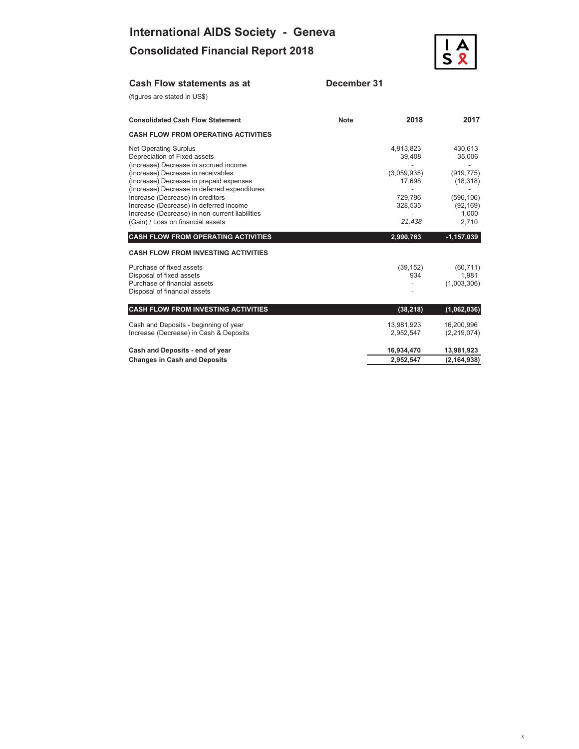# International AIDS Society - Geneva

## Consolidated Financial Report 2018

### Cash Flow statements as at December 31

(figures are stated in US$)

| Consolidated Cash Flow Statement | Note | 2018 | 2017 |
|---|---|---|---|
| **CASH FLOW FROM OPERATING ACTIVITIES** | | | |
| Net Operating Surplus | | 4,913,823 | 430,613 |
| Depreciation of Fixed assets | | 39,408 | 35,006 |
| (Increase) Decrease in accrued income | | - | - |
| (Increase) Decrease in receivables | | (3,059,935) | (919,775) |
| (Increase) Decrease in prepaid expenses | | 17,698 | (18,318) |
| (Increase) Decrease in deferred expenditures | | - | - |
| Increase (Decrease) in creditors | | 729,796 | (596,106) |
| Increase (Decrease) in deferred income | | 328,535 | (92,169) |
| Increase (Decrease) in non-current liabilities | | - | 1,000 |
| (Gain) / Loss on financial assets | | *21,438* | 2,710 |
| **CASH FLOW FROM OPERATING ACTIVITIES** | | **2,990,763** | **-1,157,039** |
| **CASH FLOW FROM INVESTING ACTIVITIES** | | | |
| Purchase of fixed assets | | (39,152) | (60,711) |
| Disposal of fixed assets | | 934 | 1,981 |
| Purchase of financial assets | | - | (1,003,306) |
| Disposal of financial assets | | - | |
| **CASH FLOW FROM INVESTING ACTIVITIES** | | **(38,218)** | **(1,062,036)** |
| Cash and Deposits - beginning of year | | 13,981,923 | 16,200,996 |
| Increase (Decrease) in Cash & Deposits | | 2,952,547 | (2,219,074) |
| **Cash and Deposits - end of year** | | **16,934,470** | **13,981,923** |
| **Changes in Cash and Deposits** | | **2,952,547** | **(2,164,938)** |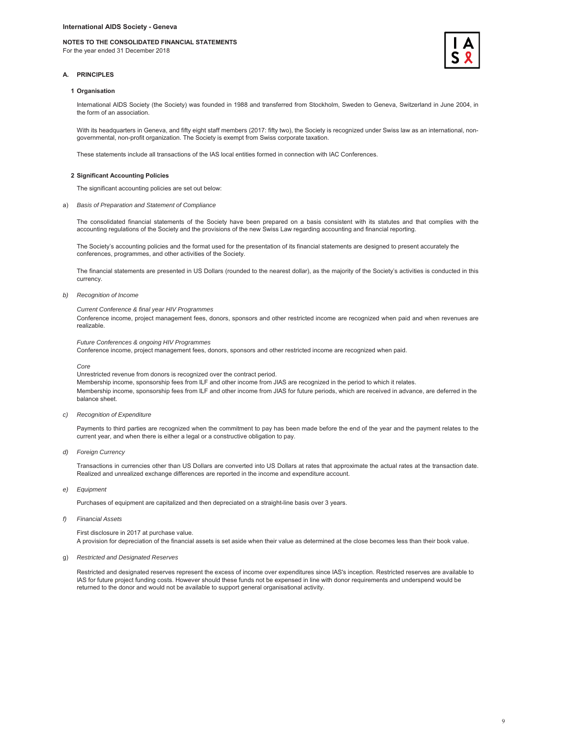**International AIDS Society - Geneva**

**NOTES TO THE CONSOLIDATED FINANCIAL STATEMENTS**
For the year ended 31 December 2018

## A. PRINCIPLES

### 1 Organisation

International AIDS Society (the Society) was founded in 1988 and transferred from Stockholm, Sweden to Geneva, Switzerland in June 2004, in the form of an association.

With its headquarters in Geneva, and fifty eight staff members (2017: fifty two), the Society is recognized under Swiss law as an international, non-governmental, non-profit organization. The Society is exempt from Swiss corporate taxation.

These statements include all transactions of the IAS local entities formed in connection with IAC Conferences.

### 2 Significant Accounting Policies

The significant accounting policies are set out below:

a) *Basis of Preparation and Statement of Compliance*

The consolidated financial statements of the Society have been prepared on a basis consistent with its statutes and that complies with the accounting regulations of the Society and the provisions of the new Swiss Law regarding accounting and financial reporting.

The Society's accounting policies and the format used for the presentation of its financial statements are designed to present accurately the conferences, programmes, and other activities of the Society.

The financial statements are presented in US Dollars (rounded to the nearest dollar), as the majority of the Society's activities is conducted in this currency.

b) *Recognition of Income*

*Current Conference & final year HIV Programmes*
Conference income, project management fees, donors, sponsors and other restricted income are recognized when paid and when revenues are realizable.

*Future Conferences & ongoing HIV Programmes*
Conference income, project management fees, donors, sponsors and other restricted income are recognized when paid.

*Core*
Unrestricted revenue from donors is recognized over the contract period.
Membership income, sponsorship fees from ILF and other income from JIAS are recognized in the period to which it relates.
Membership income, sponsorship fees from ILF and other income from JIAS for future periods, which are received in advance, are deferred in the balance sheet.

c) *Recognition of Expenditure*

Payments to third parties are recognized when the commitment to pay has been made before the end of the year and the payment relates to the current year, and when there is either a legal or a constructive obligation to pay.

d) *Foreign Currency*

Transactions in currencies other than US Dollars are converted into US Dollars at rates that approximate the actual rates at the transaction date. Realized and unrealized exchange differences are reported in the income and expenditure account.

e) *Equipment*

Purchases of equipment are capitalized and then depreciated on a straight-line basis over 3 years.

f) *Financial Assets*

First disclosure in 2017 at purchase value.
A provision for depreciation of the financial assets is set aside when their value as determined at the close becomes less than their book value.

g) *Restricted and Designated Reserves*

Restricted and designated reserves represent the excess of income over expenditures since IAS's inception. Restricted reserves are available to IAS for future project funding costs. However should these funds not be expensed in line with donor requirements and underspend would be returned to the donor and would not be available to support general organisational activity.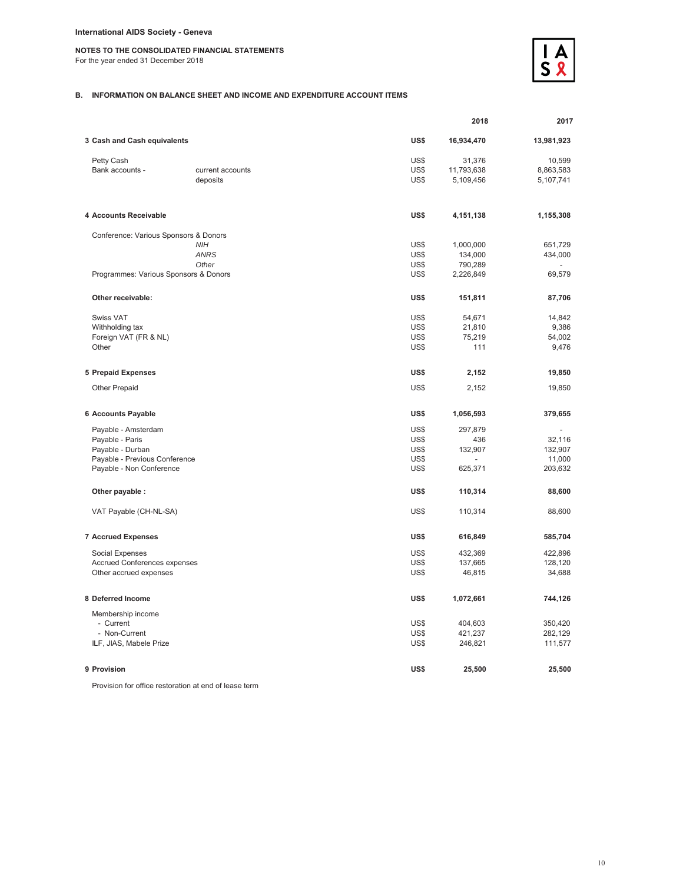International AIDS Society - Geneva

NOTES TO THE CONSOLIDATED FINANCIAL STATEMENTS
For the year ended 31 December 2018

## B. INFORMATION ON BALANCE SHEET AND INCOME AND EXPENDITURE ACCOUNT ITEMS

| | | | 2018 | 2017 |
|---|---|---|---|---|
| **3 Cash and Cash equivalents** | | **US$** | **16,934,470** | **13,981,923** |
| Petty Cash | | US$ | 31,376 | 10,599 |
| Bank accounts - | current accounts | US$ | 11,793,638 | 8,863,583 |
| | deposits | US$ | 5,109,456 | 5,107,741 |
| **4 Accounts Receivable** | | **US$** | **4,151,138** | **1,155,308** |
| Conference: Various Sponsors & Donors | | | | |
| | *NIH* | US$ | 1,000,000 | 651,729 |
| | *ANRS* | US$ | 134,000 | 434,000 |
| | *Other* | US$ | 790,289 | - |
| Programmes: Various Sponsors & Donors | | US$ | 2,226,849 | 69,579 |
| **Other receivable:** | | **US$** | **151,811** | **87,706** |
| Swiss VAT | | US$ | 54,671 | 14,842 |
| Withholding tax | | US$ | 21,810 | 9,386 |
| Foreign VAT (FR & NL) | | US$ | 75,219 | 54,002 |
| Other | | US$ | 111 | 9,476 |
| **5 Prepaid Expenses** | | **US$** | **2,152** | **19,850** |
| Other Prepaid | | US$ | 2,152 | 19,850 |
| **6 Accounts Payable** | | **US$** | **1,056,593** | **379,655** |
| Payable - Amsterdam | | US$ | 297,879 | - |
| Payable - Paris | | US$ | 436 | 32,116 |
| Payable - Durban | | US$ | 132,907 | 132,907 |
| Payable - Previous Conference | | US$ | - | 11,000 |
| Payable - Non Conference | | US$ | 625,371 | 203,632 |
| **Other payable :** | | **US$** | **110,314** | **88,600** |
| VAT Payable (CH-NL-SA) | | US$ | 110,314 | 88,600 |
| **7 Accrued Expenses** | | **US$** | **616,849** | **585,704** |
| Social Expenses | | US$ | 432,369 | 422,896 |
| Accrued Conferences expenses | | US$ | 137,665 | 128,120 |
| Other accrued expenses | | US$ | 46,815 | 34,688 |
| **8 Deferred Income** | | **US$** | **1,072,661** | **744,126** |
| Membership income | | | | |
| - Current | | US$ | 404,603 | 350,420 |
| - Non-Current | | US$ | 421,237 | 282,129 |
| ILF, JIAS, Mabele Prize | | US$ | 246,821 | 111,577 |
| **9 Provision** | | **US$** | **25,500** | **25,500** |

Provision for office restoration at end of lease term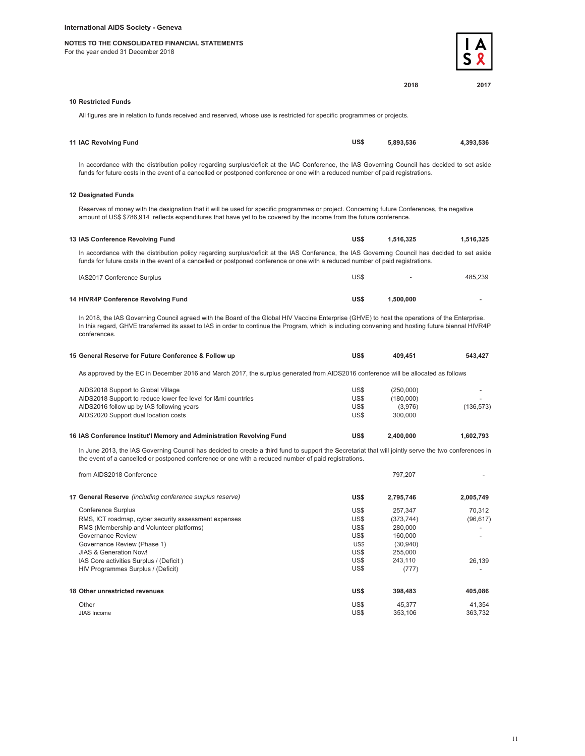International AIDS Society - Geneva

NOTES TO THE CONSOLIDATED FINANCIAL STATEMENTS
For the year ended 31 December 2018

| | | 2018 | 2017 |
|---|---|---|---|
| **10 Restricted Funds** | | | |

All figures are in relation to funds received and reserved, whose use is restricted for specific programmes or projects.

| | | 2018 | 2017 |
|---|---|---|---|
| **11 IAC Revolving Fund** | **US$** | **5,893,536** | **4,393,536** |

In accordance with the distribution policy regarding surplus/deficit at the IAC Conference, the IAS Governing Council has decided to set aside funds for future costs in the event of a cancelled or postponed conference or one with a reduced number of paid registrations.

**12 Designated Funds**

Reserves of money with the designation that it will be used for specific programmes or project. Concerning future Conferences, the negative amount of US$ $786,914 reflects expenditures that have yet to be covered by the income from the future conference.

| | | 2018 | 2017 |
|---|---|---|---|
| **13 IAS Conference Revolving Fund** | **US$** | **1,516,325** | **1,516,325** |

In accordance with the distribution policy regarding surplus/deficit at the IAS Conference, the IAS Governing Council has decided to set aside funds for future costs in the event of a cancelled or postponed conference or one with a reduced number of paid registrations.

| | | 2018 | 2017 |
|---|---|---|---|
| IAS2017 Conference Surplus | US$ | - | 485,239 |
| **14 HIVR4P Conference Revolving Fund** | **US$** | **1,500,000** | - |

In 2018, the IAS Governing Council agreed with the Board of the Global HIV Vaccine Enterprise (GHVE) to host the operations of the Enterprise. In this regard, GHVE transferred its asset to IAS in order to continue the Program, which is including convening and hosting future biennal HIVR4P conferences.

| | | 2018 | 2017 |
|---|---|---|---|
| **15 General Reserve for Future Conference & Follow up** | **US$** | **409,451** | **543,427** |

As approved by the EC in December 2016 and March 2017, the surplus generated from AIDS2016 conference will be allocated as follows

| | | 2018 | 2017 |
|---|---|---|---|
| AIDS2018 Support to Global Village | US$ | (250,000) | - |
| AIDS2018 Support to reduce lower fee level for I&mi countries | US$ | (180,000) | - |
| AIDS2016 follow up by IAS following years | US$ | (3,976) | (136,573) |
| AIDS2020 Support dual location costs | US$ | 300,000 | |
| **16 IAS Conference Institut'l Memory and Administration Revolving Fund** | **US$** | **2,400,000** | **1,602,793** |

In June 2013, the IAS Governing Council has decided to create a third fund to support the Secretariat that will jointly serve the two conferences in the event of a cancelled or postponed conference or one with a reduced number of paid registrations.

| | | 2018 | 2017 |
|---|---|---|---|
| from AIDS2018 Conference | | 797,207 | - |
| **17 General Reserve** *(including conference surplus reserve)* | **US$** | **2,795,746** | **2,005,749** |
| Conference Surplus | US$ | 257,347 | 70,312 |
| RMS, ICT roadmap, cyber security assessment expenses | US$ | (373,744) | (96,617) |
| RMS (Membership and Volunteer platforms) | US$ | 280,000 | - |
| Governance Review | US$ | 160,000 | - |
| Governance Review (Phase 1) | US$ | (30,940) | |
| JIAS & Generation Now! | US$ | 255,000 | |
| IAS Core activities Surplus / (Deficit ) | US$ | 243,110 | 26,139 |
| HIV Programmes Surplus / (Deficit) | US$ | (777) | - |
| **18 Other unrestricted revenues** | **US$** | **398,483** | **405,086** |
| Other | US$ | 45,377 | 41,354 |
| JIAS Income | US$ | 353,106 | 363,732 |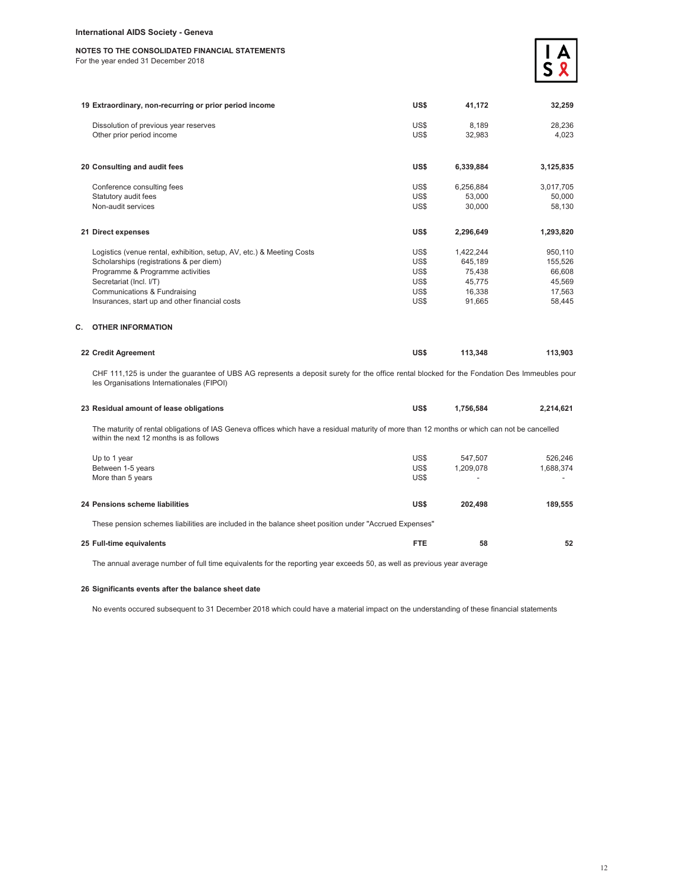**International AIDS Society - Geneva**

**NOTES TO THE CONSOLIDATED FINANCIAL STATEMENTS**
For the year ended 31 December 2018

| | | | |
|---|---|---|---|
| **19 Extraordinary, non-recurring or prior period income** | **US$** | **41,172** | **32,259** |
| Dissolution of previous year reserves | US$ | 8,189 | 28,236 |
| Other prior period income | US$ | 32,983 | 4,023 |
| | | | |
| **20 Consulting and audit fees** | **US$** | **6,339,884** | **3,125,835** |
| Conference consulting fees | US$ | 6,256,884 | 3,017,705 |
| Statutory audit fees | US$ | 53,000 | 50,000 |
| Non-audit services | US$ | 30,000 | 58,130 |
| | | | |
| **21 Direct expenses** | **US$** | **2,296,649** | **1,293,820** |
| Logistics (venue rental, exhibition, setup, AV, etc.) & Meeting Costs | US$ | 1,422,244 | 950,110 |
| Scholarships (registrations & per diem) | US$ | 645,189 | 155,526 |
| Programme & Programme activities | US$ | 75,438 | 66,608 |
| Secretariat (Incl. I/T) | US$ | 45,775 | 45,569 |
| Communications & Fundraising | US$ | 16,338 | 17,563 |
| Insurances, start up and other financial costs | US$ | 91,665 | 58,445 |

## C. OTHER INFORMATION

| | | | |
|---|---|---|---|
| **22 Credit Agreement** | **US$** | **113,348** | **113,903** |

CHF 111,125 is under the guarantee of UBS AG represents a deposit surety for the office rental blocked for the Fondation Des Immeubles pour les Organisations Internationales (FIPOI)

| | | | |
|---|---|---|---|
| **23 Residual amount of lease obligations** | **US$** | **1,756,584** | **2,214,621** |

The maturity of rental obligations of IAS Geneva offices which have a residual maturity of more than 12 months or which can not be cancelled within the next 12 months is as follows

| | | | |
|---|---|---|---|
| Up to 1 year | US$ | 547,507 | 526,246 |
| Between 1-5 years | US$ | 1,209,078 | 1,688,374 |
| More than 5 years | US$ | - | - |

| | | | |
|---|---|---|---|
| **24 Pensions scheme liabilities** | **US$** | **202,498** | **189,555** |

These pension schemes liabilities are included in the balance sheet position under "Accrued Expenses"

| | | | |
|---|---|---|---|
| **25 Full-time equivalents** | **FTE** | **58** | **52** |

The annual average number of full time equivalents for the reporting year exceeds 50, as well as previous year average

**26 Significants events after the balance sheet date**

No events occured subsequent to 31 December 2018 which could have a material impact on the understanding of these financial statements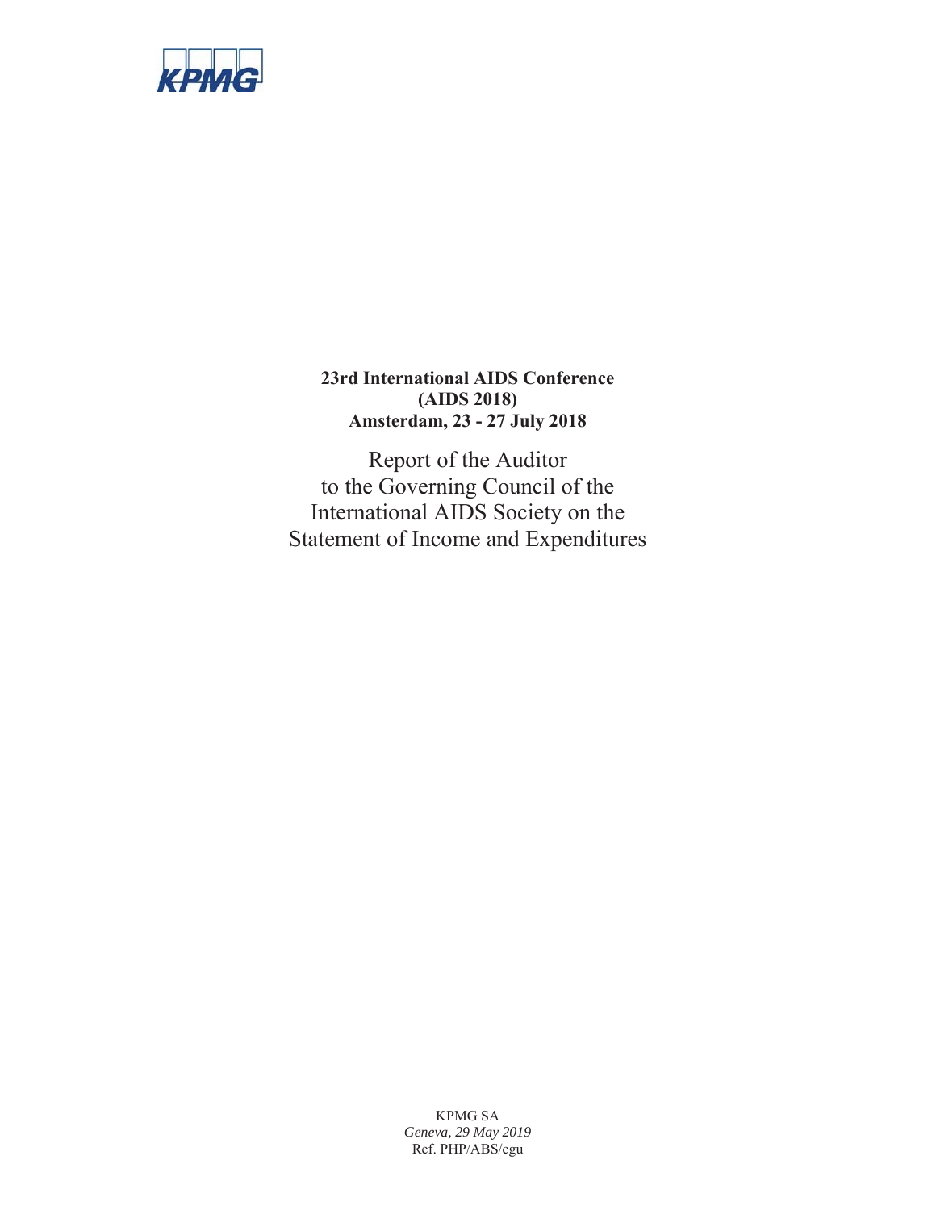KPMG

**23rd International AIDS Conference**
**(AIDS 2018)**
**Amsterdam, 23 - 27 July 2018**

# Report of the Auditor to the Governing Council of the International AIDS Society on the Statement of Income and Expenditures

KPMG SA
*Geneva, 29 May 2019*
Ref. PHP/ABS/cgu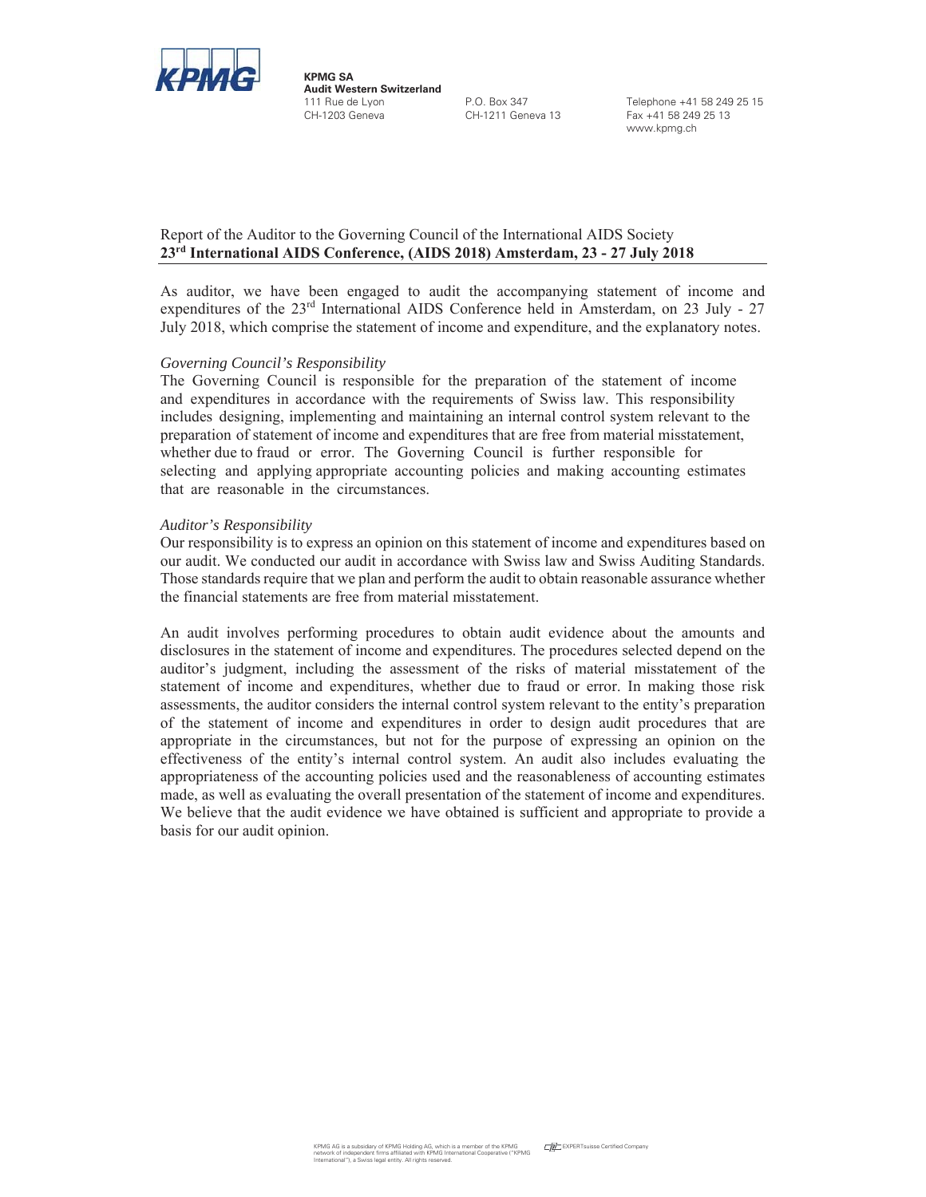KPMG SA
Audit Western Switzerland
111 Rue de Lyon
CH-1203 Geneva

P.O. Box 347
CH-1211 Geneva 13

Telephone +41 58 249 25 15
Fax +41 58 249 25 13
www.kpmg.ch

Report of the Auditor to the Governing Council of the International AIDS Society
**23rd International AIDS Conference, (AIDS 2018) Amsterdam, 23 - 27 July 2018**

As auditor, we have been engaged to audit the accompanying statement of income and expenditures of the 23rd International AIDS Conference held in Amsterdam, on 23 July - 27 July 2018, which comprise the statement of income and expenditure, and the explanatory notes.

*Governing Council's Responsibility*
The Governing Council is responsible for the preparation of the statement of income and expenditures in accordance with the requirements of Swiss law. This responsibility includes designing, implementing and maintaining an internal control system relevant to the preparation of statement of income and expenditures that are free from material misstatement, whether due to fraud or error. The Governing Council is further responsible for selecting and applying appropriate accounting policies and making accounting estimates that are reasonable in the circumstances.

*Auditor's Responsibility*
Our responsibility is to express an opinion on this statement of income and expenditures based on our audit. We conducted our audit in accordance with Swiss law and Swiss Auditing Standards. Those standards require that we plan and perform the audit to obtain reasonable assurance whether the financial statements are free from material misstatement.

An audit involves performing procedures to obtain audit evidence about the amounts and disclosures in the statement of income and expenditures. The procedures selected depend on the auditor's judgment, including the assessment of the risks of material misstatement of the statement of income and expenditures, whether due to fraud or error. In making those risk assessments, the auditor considers the internal control system relevant to the entity's preparation of the statement of income and expenditures in order to design audit procedures that are appropriate in the circumstances, but not for the purpose of expressing an opinion on the effectiveness of the entity's internal control system. An audit also includes evaluating the appropriateness of the accounting policies used and the reasonableness of accounting estimates made, as well as evaluating the overall presentation of the statement of income and expenditures. We believe that the audit evidence we have obtained is sufficient and appropriate to provide a basis for our audit opinion.

KPMG AG is a subsidiary of KPMG Holding AG, which is a member of the KPMG network of independent firms affiliated with KPMG International Cooperative ("KPMG International"), a Swiss legal entity. All rights reserved.

EXPERTsuisse Certified Company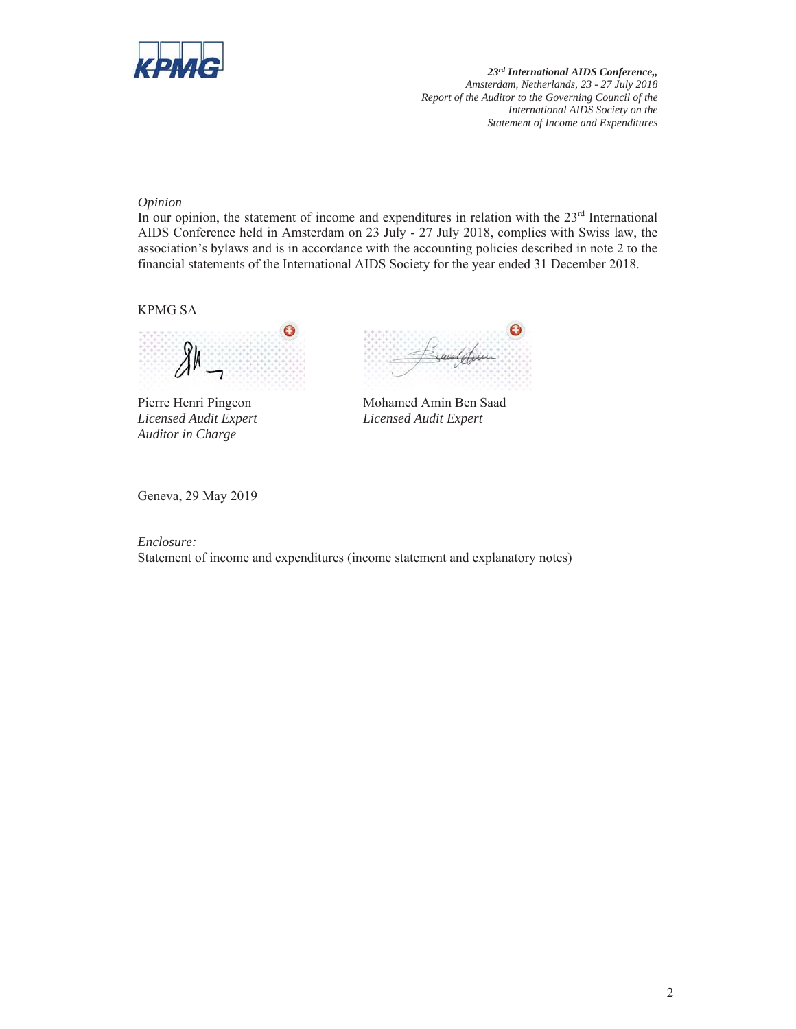*Opinion*

In our opinion, the statement of income and expenditures in relation with the 23rd International AIDS Conference held in Amsterdam on 23 July - 27 July 2018, complies with Swiss law, the association's bylaws and is in accordance with the accounting policies described in note 2 to the financial statements of the International AIDS Society for the year ended 31 December 2018.

KPMG SA

Pierre Henri Pingeon
*Licensed Audit Expert*
*Auditor in Charge*

Mohamed Amin Ben Saad
*Licensed Audit Expert*

Geneva, 29 May 2019

*Enclosure:*
Statement of income and expenditures (income statement and explanatory notes)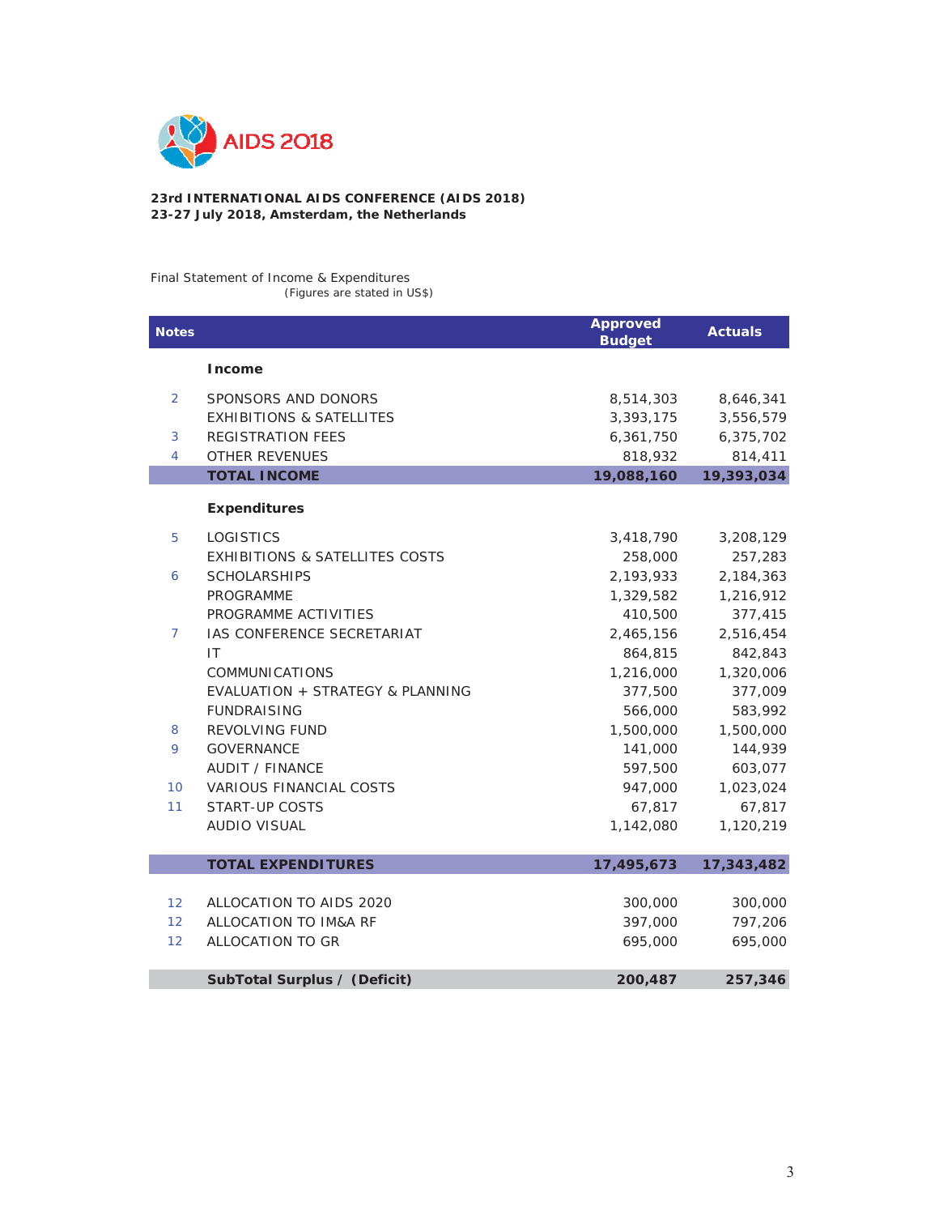AIDS 2018

**23rd INTERNATIONAL AIDS CONFERENCE (AIDS 2018)**
**23-27 July 2018, Amsterdam, the Netherlands**

Final Statement of Income & Expenditures
(Figures are stated in US$)

| Notes | | Approved Budget | Actuals |
|---|---|---|---|
| | **Income** | | |
| 2 | SPONSORS AND DONORS | 8,514,303 | 8,646,341 |
| | EXHIBITIONS & SATELLITES | 3,393,175 | 3,556,579 |
| 3 | REGISTRATION FEES | 6,361,750 | 6,375,702 |
| 4 | OTHER REVENUES | 818,932 | 814,411 |
| | **TOTAL INCOME** | **19,088,160** | **19,393,034** |
| | **Expenditures** | | |
| 5 | LOGISTICS | 3,418,790 | 3,208,129 |
| | EXHIBITIONS & SATELLITES COSTS | 258,000 | 257,283 |
| 6 | SCHOLARSHIPS | 2,193,933 | 2,184,363 |
| | PROGRAMME | 1,329,582 | 1,216,912 |
| | PROGRAMME ACTIVITIES | 410,500 | 377,415 |
| 7 | IAS CONFERENCE SECRETARIAT | 2,465,156 | 2,516,454 |
| | IT | 864,815 | 842,843 |
| | COMMUNICATIONS | 1,216,000 | 1,320,006 |
| | EVALUATION + STRATEGY & PLANNING | 377,500 | 377,009 |
| | FUNDRAISING | 566,000 | 583,992 |
| 8 | REVOLVING FUND | 1,500,000 | 1,500,000 |
| 9 | GOVERNANCE | 141,000 | 144,939 |
| | AUDIT / FINANCE | 597,500 | 603,077 |
| 10 | VARIOUS FINANCIAL COSTS | 947,000 | 1,023,024 |
| 11 | START-UP COSTS | 67,817 | 67,817 |
| | AUDIO VISUAL | 1,142,080 | 1,120,219 |
| | **TOTAL EXPENDITURES** | **17,495,673** | **17,343,482** |
| 12 | ALLOCATION TO AIDS 2020 | 300,000 | 300,000 |
| 12 | ALLOCATION TO IM&A RF | 397,000 | 797,206 |
| 12 | ALLOCATION TO GR | 695,000 | 695,000 |
| | **SubTotal Surplus / (Deficit)** | **200,487** | **257,346** |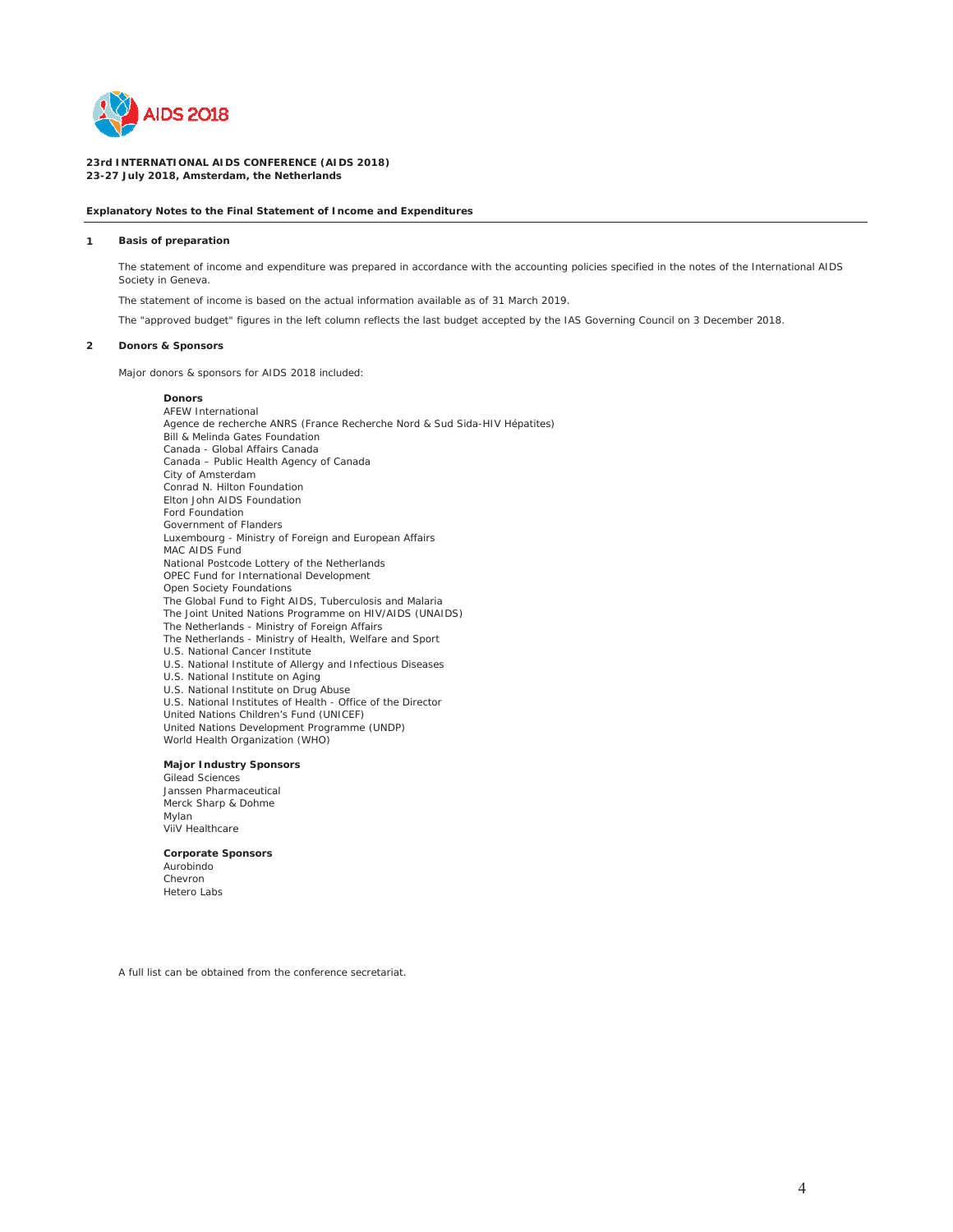**23rd INTERNATIONAL AIDS CONFERENCE (AIDS 2018)**
**23-27 July 2018, Amsterdam, the Netherlands**

**Explanatory Notes to the Final Statement of Income and Expenditures**

## 1 Basis of preparation

The statement of income and expenditure was prepared in accordance with the accounting policies specified in the notes of the International AIDS Society in Geneva.

The statement of income is based on the actual information available as of 31 March 2019.

The "approved budget" figures in the left column reflects the last budget accepted by the IAS Governing Council on 3 December 2018.

## 2 Donors & Sponsors

Major donors & sponsors for AIDS 2018 included:

**Donors**
AFEW International
Agence de recherche ANRS (France Recherche Nord & Sud Sida-HIV Hépatites)
Bill & Melinda Gates Foundation
Canada - Global Affairs Canada
Canada – Public Health Agency of Canada
City of Amsterdam
Conrad N. Hilton Foundation
Elton John AIDS Foundation
Ford Foundation
Government of Flanders
Luxembourg - Ministry of Foreign and European Affairs
MAC AIDS Fund
National Postcode Lottery of the Netherlands
OPEC Fund for International Development
Open Society Foundations
The Global Fund to Fight AIDS, Tuberculosis and Malaria
The Joint United Nations Programme on HIV/AIDS (UNAIDS)
The Netherlands - Ministry of Foreign Affairs
The Netherlands - Ministry of Health, Welfare and Sport
U.S. National Cancer Institute
U.S. National Institute of Allergy and Infectious Diseases
U.S. National Institute on Aging
U.S. National Institute on Drug Abuse
U.S. National Institutes of Health - Office of the Director
United Nations Children's Fund (UNICEF)
United Nations Development Programme (UNDP)
World Health Organization (WHO)

**Major Industry Sponsors**
Gilead Sciences
Janssen Pharmaceutical
Merck Sharp & Dohme
Mylan
ViiV Healthcare

**Corporate Sponsors**
Aurobindo
Chevron
Hetero Labs

A full list can be obtained from the conference secretariat.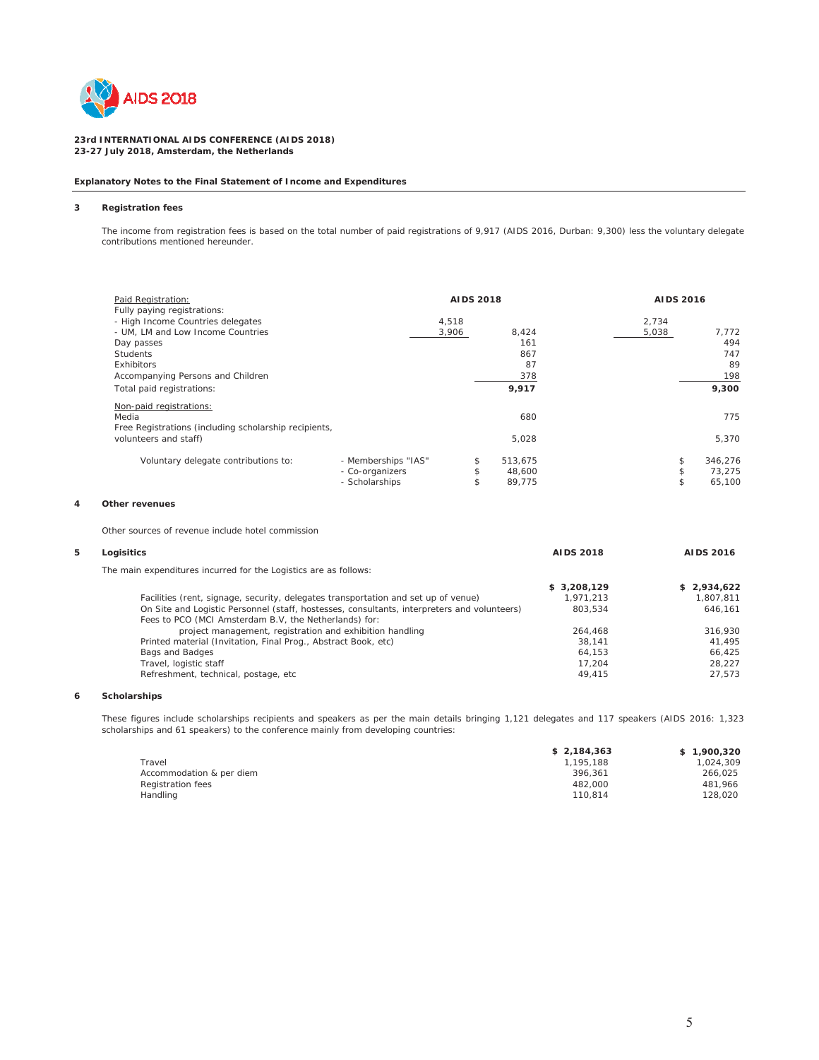**23rd INTERNATIONAL AIDS CONFERENCE (AIDS 2018)**
**23-27 July 2018, Amsterdam, the Netherlands**

**Explanatory Notes to the Final Statement of Income and Expenditures**

### 3 Registration fees

The income from registration fees is based on the total number of paid registrations of 9,917 (AIDS 2016, Durban: 9,300) less the voluntary delegate contributions mentioned hereunder.

| Paid Registration: | | AIDS 2018 | | AIDS 2016 | |
|---|---|---|---|---|---|
| Fully paying registrations: | | | | | |
| - High Income Countries delegates | | 4,518 | | 2,734 | |
| - UM, LM and Low Income Countries | | 3,906 | 8,424 | 5,038 | 7,772 |
| Day passes | | | 161 | | 494 |
| Students | | | 867 | | 747 |
| Exhibitors | | | 87 | | 89 |
| Accompanying Persons and Children | | | 378 | | 198 |
| Total paid registrations: | | | **9,917** | | **9,300** |
| Non-paid registrations: | | | | | |
| Media | | | 680 | | 775 |
| Free Registrations (including scholarship recipients, volunteers and staff) | | | 5,028 | | 5,370 |
| Voluntary delegate contributions to: | - Memberships "IAS" | | $ 513,675 | | $ 346,276 |
| | - Co-organizers | | $ 48,600 | | $ 73,275 |
| | - Scholarships | | $ 89,775 | | $ 65,100 |

### 4 Other revenues

Other sources of revenue include hotel commission

### 5 Logisitics

The main expenditures incurred for the Logistics are as follows:

| | AIDS 2018 | AIDS 2016 |
|---|---|---|
| | **$ 3,208,129** | **$ 2,934,622** |
| Facilities (rent, signage, security, delegates transportation and set up of venue) | 1,971,213 | 1,807,811 |
| On Site and Logistic Personnel (staff, hostesses, consultants, interpreters and volunteers) | 803,534 | 646,161 |
| Fees to PCO (MCI Amsterdam B.V, the Netherlands) for: project management, registration and exhibition handling | 264,468 | 316,930 |
| Printed material (Invitation, Final Prog., Abstract Book, etc) | 38,141 | 41,495 |
| Bags and Badges | 64,153 | 66,425 |
| Travel, logistic staff | 17,204 | 28,227 |
| Refreshment, technical, postage, etc | 49,415 | 27,573 |

### 6 Scholarships

These figures include scholarships recipients and speakers as per the main details bringing 1,121 delegates and 117 speakers (AIDS 2016: 1,323 scholarships and 61 speakers) to the conference mainly from developing countries:

| | AIDS 2018 | AIDS 2016 |
|---|---|---|
| | **$ 2,184,363** | **$ 1,900,320** |
| Travel | 1,195,188 | 1,024,309 |
| Accommodation & per diem | 396,361 | 266,025 |
| Registration fees | 482,000 | 481,966 |
| Handling | 110,814 | 128,020 |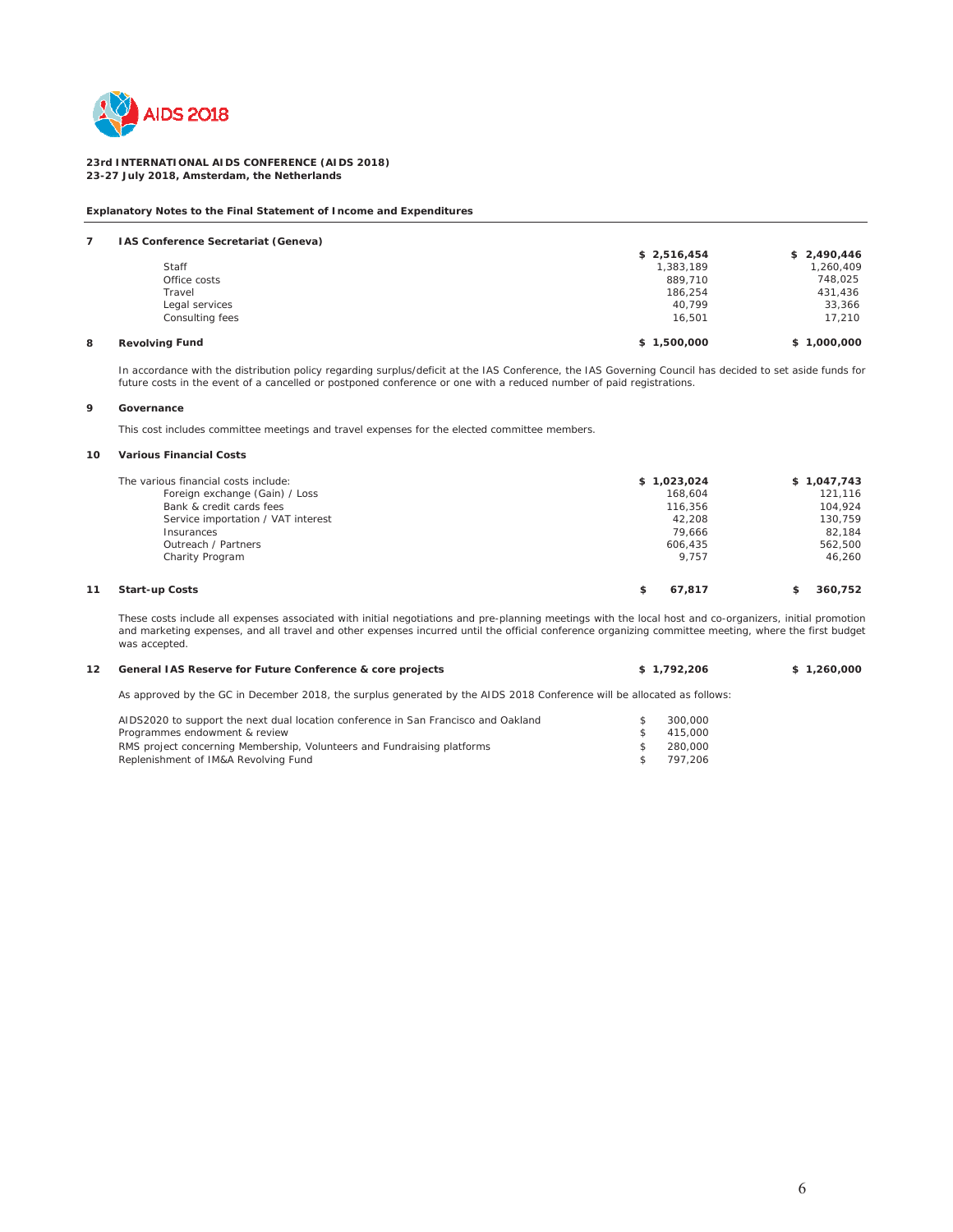**23rd INTERNATIONAL AIDS CONFERENCE (AIDS 2018)**
**23-27 July 2018, Amsterdam, the Netherlands**

**Explanatory Notes to the Final Statement of Income and Expenditures**

| | | | |
|---|---|---|---|
| **7** | **IAS Conference Secretariat (Geneva)** | **$ 2,516,454** | **$ 2,490,446** |
| | Staff | 1,383,189 | 1,260,409 |
| | Office costs | 889,710 | 748,025 |
| | Travel | 186,254 | 431,436 |
| | Legal services | 40,799 | 33,366 |
| | Consulting fees | 16,501 | 17,210 |
| **8** | **Revolving Fund** | **$ 1,500,000** | **$ 1,000,000** |

In accordance with the distribution policy regarding surplus/deficit at the IAS Conference, the IAS Governing Council has decided to set aside funds for future costs in the event of a cancelled or postponed conference or one with a reduced number of paid registrations.

**9 Governance**

This cost includes committee meetings and travel expenses for the elected committee members.

**10 Various Financial Costs**

| | | |
|---|---|---|
| The various financial costs include: | **$ 1,023,024** | **$ 1,047,743** |
| Foreign exchange (Gain) / Loss | 168,604 | 121,116 |
| Bank & credit cards fees | 116,356 | 104,924 |
| Service importation / VAT interest | 42,208 | 130,759 |
| Insurances | 79,666 | 82,184 |
| Outreach / Partners | 606,435 | 562,500 |
| Charity Program | 9,757 | 46,260 |

| | | | |
|---|---|---|---|
| **11** | **Start-up Costs** | **$ 67,817** | **$ 360,752** |

These costs include all expenses associated with initial negotiations and pre-planning meetings with the local host and co-organizers, initial promotion and marketing expenses, and all travel and other expenses incurred until the official conference organizing committee meeting, where the first budget was accepted.

| | | | |
|---|---|---|---|
| **12** | **General IAS Reserve for Future Conference & core projects** | **$ 1,792,206** | **$ 1,260,000** |

As approved by the GC in December 2018, the surplus generated by the AIDS 2018 Conference will be allocated as follows:

| | |
|---|---|
| AIDS2020 to support the next dual location conference in San Francisco and Oakland | $ 300,000 |
| Programmes endowment & review | $ 415,000 |
| RMS project concerning Membership, Volunteers and Fundraising platforms | $ 280,000 |
| Replenishment of IM&A Revolving Fund | $ 797,206 |